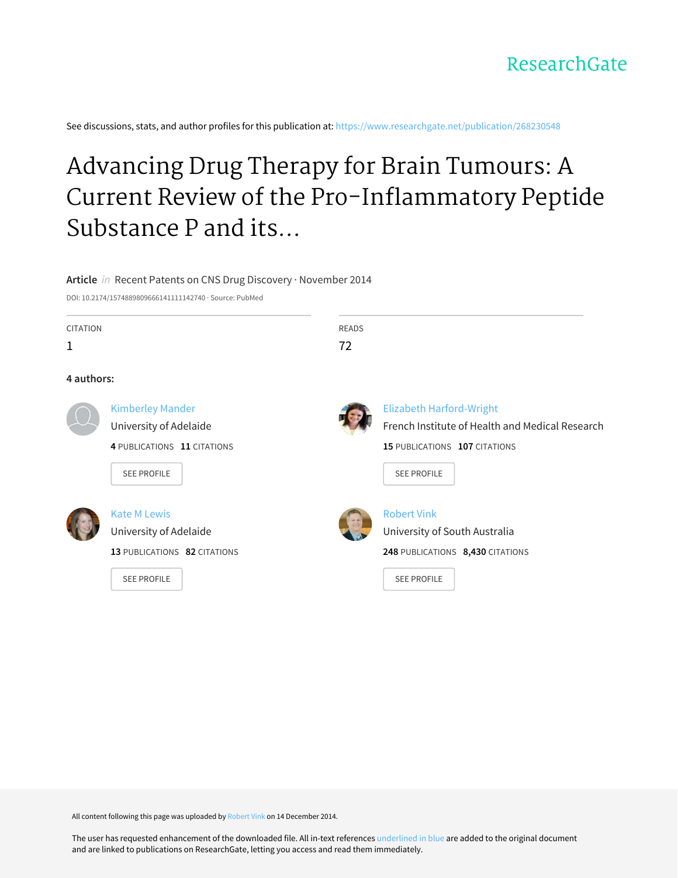ResearchGate

See discussions, stats, and author profiles for this publication at: https://www.researchgate.net/publication/268230548

# Advancing Drug Therapy for Brain Tumours: A Current Review of the Pro-Inflammatory Peptide Substance P and its...

**Article** *in* Recent Patents on CNS Drug Discovery · November 2014

DOI: 10.2174/1574889809666141111142740 · Source: PubMed

| CITATION | READS |
| --- | --- |
| 1 | 72 |

**4 authors:**

**Kimberley Mander**
University of Adelaide
**4** PUBLICATIONS **11** CITATIONS
SEE PROFILE

**Elizabeth Harford-Wright**
French Institute of Health and Medical Research
**15** PUBLICATIONS **107** CITATIONS
SEE PROFILE

**Kate M Lewis**
University of Adelaide
**13** PUBLICATIONS **82** CITATIONS
SEE PROFILE

**Robert Vink**
University of South Australia
**248** PUBLICATIONS **8,430** CITATIONS
SEE PROFILE

All content following this page was uploaded by Robert Vink on 14 December 2014.

The user has requested enhancement of the downloaded file. All in-text references underlined in blue are added to the original document and are linked to publications on ResearchGate, letting you access and read them immediately.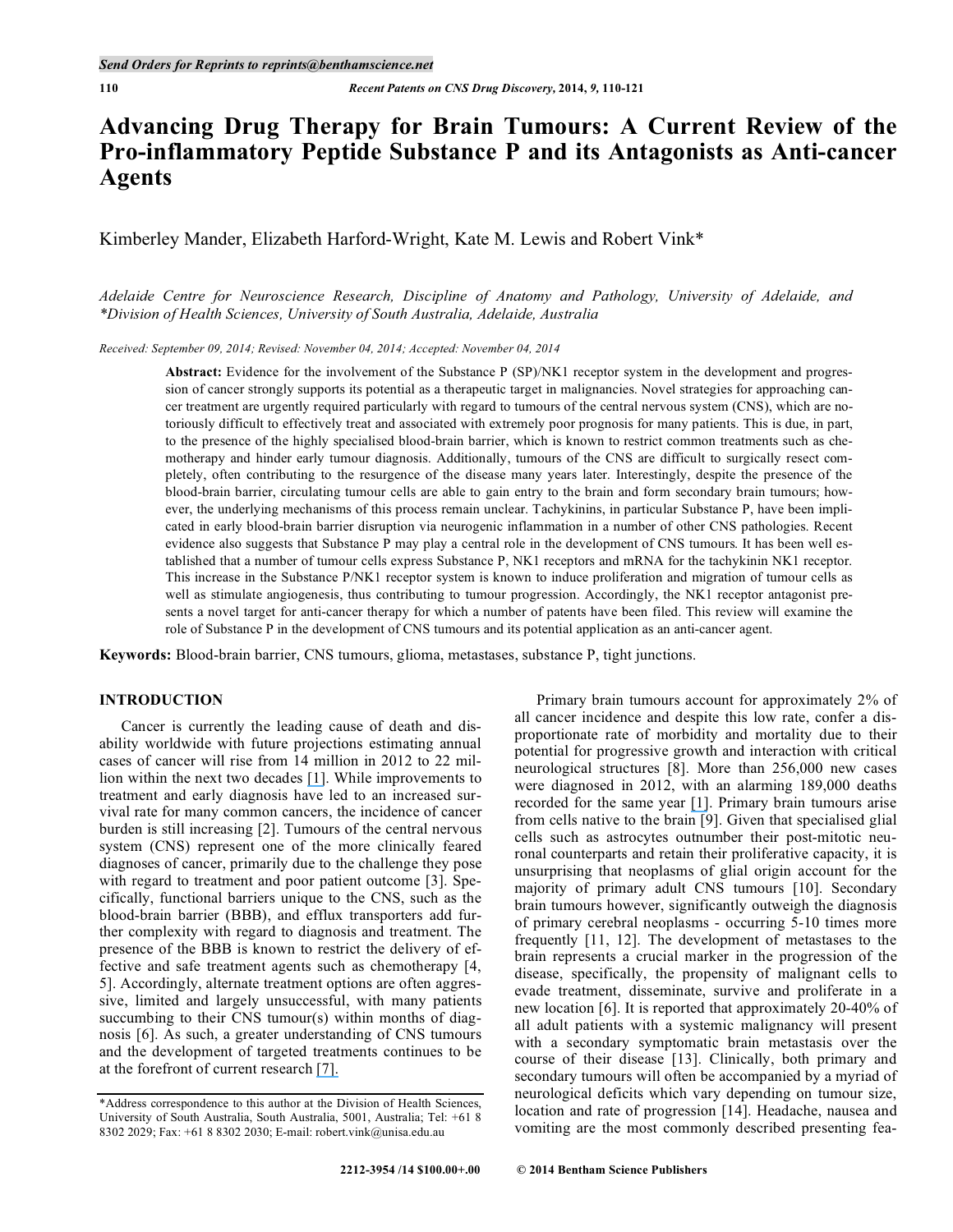# Advancing Drug Therapy for Brain Tumours: A Current Review of the Pro-inflammatory Peptide Substance P and its Antagonists as Anti-cancer Agents

Kimberley Mander, Elizabeth Harford-Wright, Kate M. Lewis and Robert Vink*

*Adelaide Centre for Neuroscience Research, Discipline of Anatomy and Pathology, University of Adelaide, and \*Division of Health Sciences, University of South Australia, Adelaide, Australia*

*Received: September 09, 2014; Revised: November 04, 2014; Accepted: November 04, 2014*

**Abstract:** Evidence for the involvement of the Substance P (SP)/NK1 receptor system in the development and progression of cancer strongly supports its potential as a therapeutic target in malignancies. Novel strategies for approaching cancer treatment are urgently required particularly with regard to tumours of the central nervous system (CNS), which are notoriously difficult to effectively treat and associated with extremely poor prognosis for many patients. This is due, in part, to the presence of the highly specialised blood-brain barrier, which is known to restrict common treatments such as chemotherapy and hinder early tumour diagnosis. Additionally, tumours of the CNS are difficult to surgically resect completely, often contributing to the resurgence of the disease many years later. Interestingly, despite the presence of the blood-brain barrier, circulating tumour cells are able to gain entry to the brain and form secondary brain tumours; however, the underlying mechanisms of this process remain unclear. Tachykinins, in particular Substance P, have been implicated in early blood-brain barrier disruption via neurogenic inflammation in a number of other CNS pathologies. Recent evidence also suggests that Substance P may play a central role in the development of CNS tumours. It has been well established that a number of tumour cells express Substance P, NK1 receptors and mRNA for the tachykinin NK1 receptor. This increase in the Substance P/NK1 receptor system is known to induce proliferation and migration of tumour cells as well as stimulate angiogenesis, thus contributing to tumour progression. Accordingly, the NK1 receptor antagonist presents a novel target for anti-cancer therapy for which a number of patents have been filed. This review will examine the role of Substance P in the development of CNS tumours and its potential application as an anti-cancer agent.

**Keywords:** Blood-brain barrier, CNS tumours, glioma, metastases, substance P, tight junctions.

## INTRODUCTION

Cancer is currently the leading cause of death and disability worldwide with future projections estimating annual cases of cancer will rise from 14 million in 2012 to 22 million within the next two decades [1]. While improvements to treatment and early diagnosis have led to an increased survival rate for many common cancers, the incidence of cancer burden is still increasing [2]. Tumours of the central nervous system (CNS) represent one of the more clinically feared diagnoses of cancer, primarily due to the challenge they pose with regard to treatment and poor patient outcome [3]. Specifically, functional barriers unique to the CNS, such as the blood-brain barrier (BBB), and efflux transporters add further complexity with regard to diagnosis and treatment. The presence of the BBB is known to restrict the delivery of effective and safe treatment agents such as chemotherapy [4, 5]. Accordingly, alternate treatment options are often aggressive, limited and largely unsuccessful, with many patients succumbing to their CNS tumour(s) within months of diagnosis [6]. As such, a greater understanding of CNS tumours and the development of targeted treatments continues to be at the forefront of current research [7].

Primary brain tumours account for approximately 2% of all cancer incidence and despite this low rate, confer a disproportionate rate of morbidity and mortality due to their potential for progressive growth and interaction with critical neurological structures [8]. More than 256,000 new cases were diagnosed in 2012, with an alarming 189,000 deaths recorded for the same year [1]. Primary brain tumours arise from cells native to the brain [9]. Given that specialised glial cells such as astrocytes outnumber their post-mitotic neuronal counterparts and retain their proliferative capacity, it is unsurprising that neoplasms of glial origin account for the majority of primary adult CNS tumours [10]. Secondary brain tumours however, significantly outweigh the diagnosis of primary cerebral neoplasms - occurring 5-10 times more frequently [11, 12]. The development of metastases to the brain represents a crucial marker in the progression of the disease, specifically, the propensity of malignant cells to evade treatment, disseminate, survive and proliferate in a new location [6]. It is reported that approximately 20-40% of all adult patients with a systemic malignancy will present with a secondary symptomatic brain metastasis over the course of their disease [13]. Clinically, both primary and secondary tumours will often be accompanied by a myriad of neurological deficits which vary depending on tumour size, location and rate of progression [14]. Headache, nausea and vomiting are the most commonly described presenting fea-

\*Address correspondence to this author at the Division of Health Sciences, University of South Australia, South Australia, 5001, Australia; Tel: +61 8 8302 2029; Fax: +61 8 8302 2030; E-mail: robert.vink@unisa.edu.au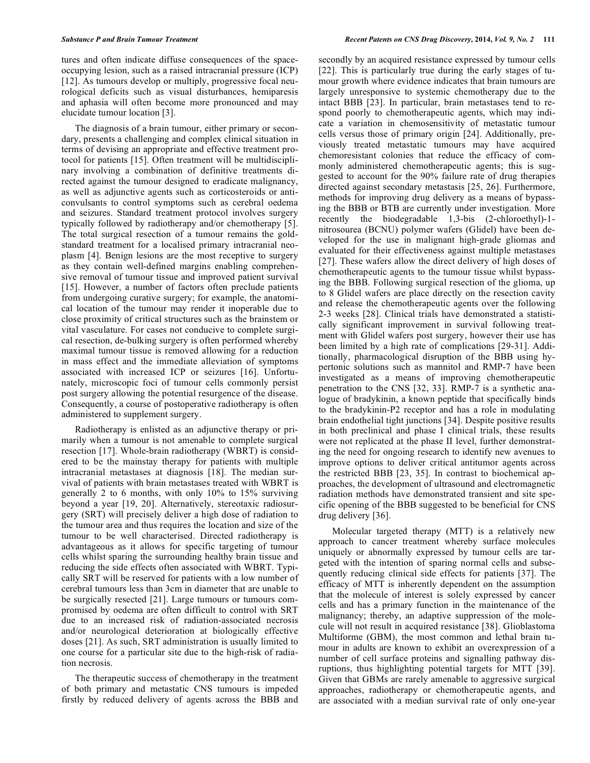tures and often indicate diffuse consequences of the space-occupying lesion, such as a raised intracranial pressure (ICP) [12]. As tumours develop or multiply, progressive focal neurological deficits such as visual disturbances, hemiparesis and aphasia will often become more pronounced and may elucidate tumour location [3].

The diagnosis of a brain tumour, either primary or secondary, presents a challenging and complex clinical situation in terms of devising an appropriate and effective treatment protocol for patients [15]. Often treatment will be multidisciplinary involving a combination of definitive treatments directed against the tumour designed to eradicate malignancy, as well as adjunctive agents such as corticosteroids or anticonvulsants to control symptoms such as cerebral oedema and seizures. Standard treatment protocol involves surgery typically followed by radiotherapy and/or chemotherapy [5]. The total surgical resection of a tumour remains the gold-standard treatment for a localised primary intracranial neoplasm [4]. Benign lesions are the most receptive to surgery as they contain well-defined margins enabling comprehensive removal of tumour tissue and improved patient survival [15]. However, a number of factors often preclude patients from undergoing curative surgery; for example, the anatomical location of the tumour may render it inoperable due to close proximity of critical structures such as the brainstem or vital vasculature. For cases not conducive to complete surgical resection, de-bulking surgery is often performed whereby maximal tumour tissue is removed allowing for a reduction in mass effect and the immediate alleviation of symptoms associated with increased ICP or seizures [16]. Unfortunately, microscopic foci of tumour cells commonly persist post surgery allowing the potential resurgence of the disease. Consequently, a course of postoperative radiotherapy is often administered to supplement surgery.

Radiotherapy is enlisted as an adjunctive therapy or primarily when a tumour is not amenable to complete surgical resection [17]. Whole-brain radiotherapy (WBRT) is considered to be the mainstay therapy for patients with multiple intracranial metastases at diagnosis [18]. The median survival of patients with brain metastases treated with WBRT is generally 2 to 6 months, with only 10% to 15% surviving beyond a year [19, 20]. Alternatively, stereotaxic radiosurgery (SRT) will precisely deliver a high dose of radiation to the tumour area and thus requires the location and size of the tumour to be well characterised. Directed radiotherapy is advantageous as it allows for specific targeting of tumour cells whilst sparing the surrounding healthy brain tissue and reducing the side effects often associated with WBRT. Typically SRT will be reserved for patients with a low number of cerebral tumours less than 3cm in diameter that are unable to be surgically resected [21]. Large tumours or tumours compromised by oedema are often difficult to control with SRT due to an increased risk of radiation-associated necrosis and/or neurological deterioration at biologically effective doses [21]. As such, SRT administration is usually limited to one course for a particular site due to the high-risk of radiation necrosis.

The therapeutic success of chemotherapy in the treatment of both primary and metastatic CNS tumours is impeded firstly by reduced delivery of agents across the BBB and secondly by an acquired resistance expressed by tumour cells [22]. This is particularly true during the early stages of tumour growth where evidence indicates that brain tumours are largely unresponsive to systemic chemotherapy due to the intact BBB [23]. In particular, brain metastases tend to respond poorly to chemotherapeutic agents, which may indicate a variation in chemosensitivity of metastatic tumour cells versus those of primary origin [24]. Additionally, previously treated metastatic tumours may have acquired chemoresistant colonies that reduce the efficacy of commonly administered chemotherapeutic agents; this is suggested to account for the 90% failure rate of drug therapies directed against secondary metastasis [25, 26]. Furthermore, methods for improving drug delivery as a means of bypassing the BBB or BTB are currently under investigation. More recently the biodegradable 1,3-bis (2-chloroethyl)-1-nitrosourea (BCNU) polymer wafers (Glidel) have been developed for the use in malignant high-grade gliomas and evaluated for their effectiveness against multiple metastases [27]. These wafers allow the direct delivery of high doses of chemotherapeutic agents to the tumour tissue whilst bypassing the BBB. Following surgical resection of the glioma, up to 8 Glidel wafers are place directly on the resection cavity and release the chemotherapeutic agents over the following 2-3 weeks [28]. Clinical trials have demonstrated a statistically significant improvement in survival following treatment with Glidel wafers post surgery, however their use has been limited by a high rate of complications [29-31]. Additionally, pharmacological disruption of the BBB using hypertonic solutions such as mannitol and RMP-7 have been investigated as a means of improving chemotherapeutic penetration to the CNS [32, 33]. RMP-7 is a synthetic analogue of bradykinin, a known peptide that specifically binds to the bradykinin-P2 receptor and has a role in modulating brain endothelial tight junctions [34]. Despite positive results in both preclinical and phase I clinical trials, these results were not replicated at the phase II level, further demonstrating the need for ongoing research to identify new avenues to improve options to deliver critical antitumor agents across the restricted BBB [23, 35]. In contrast to biochemical approaches, the development of ultrasound and electromagnetic radiation methods have demonstrated transient and site specific opening of the BBB suggested to be beneficial for CNS drug delivery [36].

Molecular targeted therapy (MTT) is a relatively new approach to cancer treatment whereby surface molecules uniquely or abnormally expressed by tumour cells are targeted with the intention of sparing normal cells and subsequently reducing clinical side effects for patients [37]. The efficacy of MTT is inherently dependent on the assumption that the molecule of interest is solely expressed by cancer cells and has a primary function in the maintenance of the malignancy; thereby, an adaptive suppression of the molecule will not result in acquired resistance [38]. Glioblastoma Multiforme (GBM), the most common and lethal brain tumour in adults are known to exhibit an overexpression of a number of cell surface proteins and signalling pathway disruptions, thus highlighting potential targets for MTT [39]. Given that GBMs are rarely amenable to aggressive surgical approaches, radiotherapy or chemotherapeutic agents, and are associated with a median survival rate of only one-year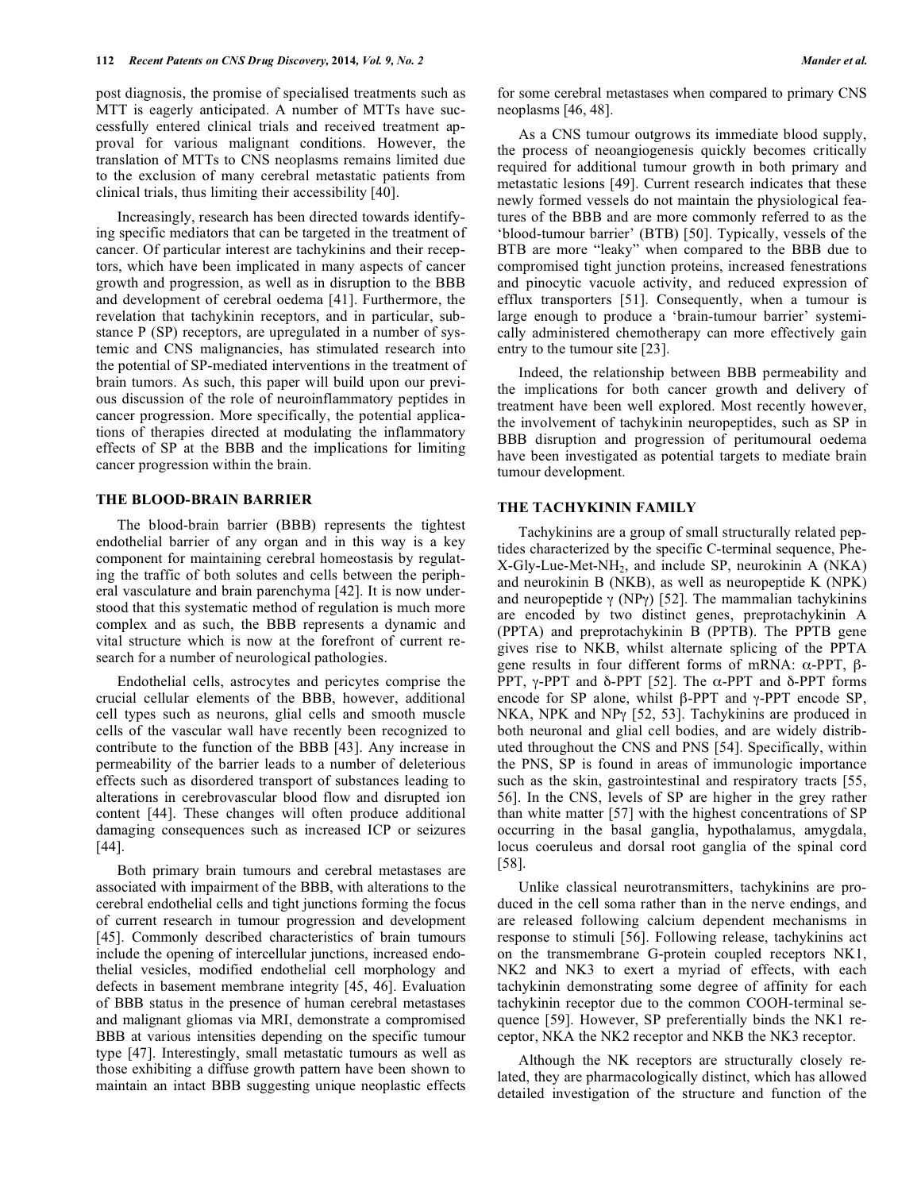post diagnosis, the promise of specialised treatments such as MTT is eagerly anticipated. A number of MTTs have successfully entered clinical trials and received treatment approval for various malignant conditions. However, the translation of MTTs to CNS neoplasms remains limited due to the exclusion of many cerebral metastatic patients from clinical trials, thus limiting their accessibility [40].

Increasingly, research has been directed towards identifying specific mediators that can be targeted in the treatment of cancer. Of particular interest are tachykinins and their receptors, which have been implicated in many aspects of cancer growth and progression, as well as in disruption to the BBB and development of cerebral oedema [41]. Furthermore, the revelation that tachykinin receptors, and in particular, substance P (SP) receptors, are upregulated in a number of systemic and CNS malignancies, has stimulated research into the potential of SP-mediated interventions in the treatment of brain tumors. As such, this paper will build upon our previous discussion of the role of neuroinflammatory peptides in cancer progression. More specifically, the potential applications of therapies directed at modulating the inflammatory effects of SP at the BBB and the implications for limiting cancer progression within the brain.

## THE BLOOD-BRAIN BARRIER

The blood-brain barrier (BBB) represents the tightest endothelial barrier of any organ and in this way is a key component for maintaining cerebral homeostasis by regulating the traffic of both solutes and cells between the peripheral vasculature and brain parenchyma [42]. It is now understood that this systematic method of regulation is much more complex and as such, the BBB represents a dynamic and vital structure which is now at the forefront of current research for a number of neurological pathologies.

Endothelial cells, astrocytes and pericytes comprise the crucial cellular elements of the BBB, however, additional cell types such as neurons, glial cells and smooth muscle cells of the vascular wall have recently been recognized to contribute to the function of the BBB [43]. Any increase in permeability of the barrier leads to a number of deleterious effects such as disordered transport of substances leading to alterations in cerebrovascular blood flow and disrupted ion content [44]. These changes will often produce additional damaging consequences such as increased ICP or seizures [44].

Both primary brain tumours and cerebral metastases are associated with impairment of the BBB, with alterations to the cerebral endothelial cells and tight junctions forming the focus of current research in tumour progression and development [45]. Commonly described characteristics of brain tumours include the opening of intercellular junctions, increased endothelial vesicles, modified endothelial cell morphology and defects in basement membrane integrity [45, 46]. Evaluation of BBB status in the presence of human cerebral metastases and malignant gliomas via MRI, demonstrate a compromised BBB at various intensities depending on the specific tumour type [47]. Interestingly, small metastatic tumours as well as those exhibiting a diffuse growth pattern have been shown to maintain an intact BBB suggesting unique neoplastic effects for some cerebral metastases when compared to primary CNS neoplasms [46, 48].

As a CNS tumour outgrows its immediate blood supply, the process of neoangiogenesis quickly becomes critically required for additional tumour growth in both primary and metastatic lesions [49]. Current research indicates that these newly formed vessels do not maintain the physiological features of the BBB and are more commonly referred to as the 'blood-tumour barrier' (BTB) [50]. Typically, vessels of the BTB are more "leaky" when compared to the BBB due to compromised tight junction proteins, increased fenestrations and pinocytic vacuole activity, and reduced expression of efflux transporters [51]. Consequently, when a tumour is large enough to produce a 'brain-tumour barrier' systemically administered chemotherapy can more effectively gain entry to the tumour site [23].

Indeed, the relationship between BBB permeability and the implications for both cancer growth and delivery of treatment have been well explored. Most recently however, the involvement of tachykinin neuropeptides, such as SP in BBB disruption and progression of peritumoural oedema have been investigated as potential targets to mediate brain tumour development.

## THE TACHYKININ FAMILY

Tachykinins are a group of small structurally related peptides characterized by the specific C-terminal sequence, Phe-X-Gly-Lue-Met-$NH_2$, and include SP, neurokinin A (NKA) and neurokinin B (NKB), as well as neuropeptide K (NPK) and neuropeptide $\gamma$ (NP$\gamma$) [52]. The mammalian tachykinins are encoded by two distinct genes, preprotachykinin A (PPTA) and preprotachykinin B (PPTB). The PPTB gene gives rise to NKB, whilst alternate splicing of the PPTA gene results in four different forms of mRNA: $\alpha$-PPT, $\beta$-PPT, $\gamma$-PPT and $\delta$-PPT [52]. The $\alpha$-PPT and $\delta$-PPT forms encode for SP alone, whilst $\beta$-PPT and $\gamma$-PPT encode SP, NKA, NPK and NP$\gamma$ [52, 53]. Tachykinins are produced in both neuronal and glial cell bodies, and are widely distributed throughout the CNS and PNS [54]. Specifically, within the PNS, SP is found in areas of immunologic importance such as the skin, gastrointestinal and respiratory tracts [55, 56]. In the CNS, levels of SP are higher in the grey rather than white matter [57] with the highest concentrations of SP occurring in the basal ganglia, hypothalamus, amygdala, locus coeruleus and dorsal root ganglia of the spinal cord [58].

Unlike classical neurotransmitters, tachykinins are produced in the cell soma rather than in the nerve endings, and are released following calcium dependent mechanisms in response to stimuli [56]. Following release, tachykinins act on the transmembrane G-protein coupled receptors NK1, NK2 and NK3 to exert a myriad of effects, with each tachykinin demonstrating some degree of affinity for each tachykinin receptor due to the common COOH-terminal sequence [59]. However, SP preferentially binds the NK1 receptor, NKA the NK2 receptor and NKB the NK3 receptor.

Although the NK receptors are structurally closely related, they are pharmacologically distinct, which has allowed detailed investigation of the structure and function of the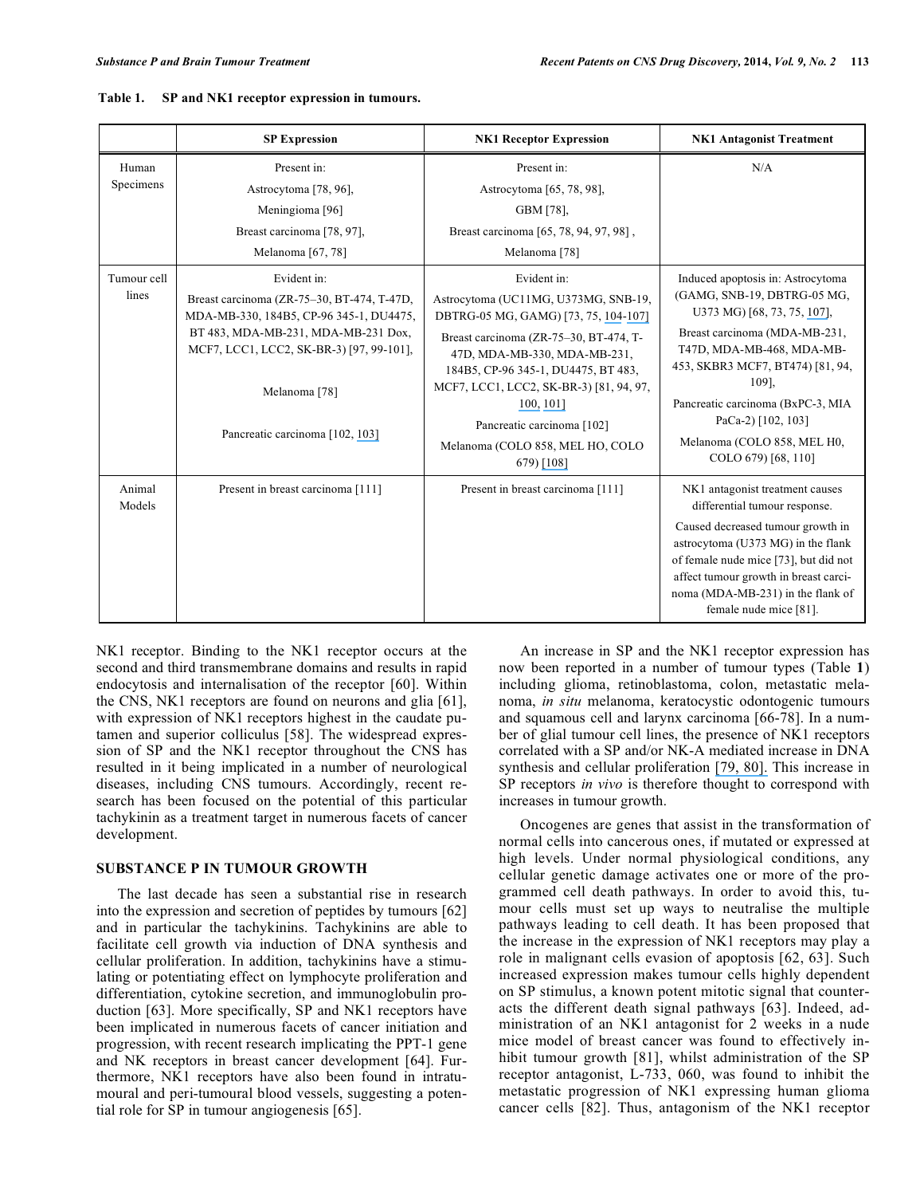**Table 1. SP and NK1 receptor expression in tumours.**

| | SP Expression | NK1 Receptor Expression | NK1 Antagonist Treatment |
|---|---|---|---|
| Human Specimens | Present in: Astrocytoma [78, 96], Meningioma [96], Breast carcinoma [78, 97], Melanoma [67, 78] | Present in: Astrocytoma [65, 78, 98], GBM [78], Breast carcinoma [65, 78, 94, 97, 98], Melanoma [78] | N/A |
| Tumour cell lines | Evident in: Breast carcinoma (ZR-75–30, BT-474, T-47D, MDA-MB-330, 184B5, CP-96 345-1, DU4475, BT 483, MDA-MB-231, MDA-MB-231 Dox, MCF7, LCC1, LCC2, SK-BR-3) [97, 99-101], Melanoma [78], Pancreatic carcinoma [102, 103] | Evident in: Astrocytoma (UC11MG, U373MG, SNB-19, DBTRG-05 MG, GAMG) [73, 75, 104-107] Breast carcinoma (ZR-75–30, BT-474, T-47D, MDA-MB-330, MDA-MB-231, 184B5, CP-96 345-1, DU4475, BT 483, MCF7, LCC1, LCC2, SK-BR-3) [81, 94, 97, 100, 101] Pancreatic carcinoma [102] Melanoma (COLO 858, MEL HO, COLO 679) [108] | Induced apoptosis in: Astrocytoma (GAMG, SNB-19, DBTRG-05 MG, U373 MG) [68, 73, 75, 107], Breast carcinoma (MDA-MB-231, T47D, MDA-MB-468, MDA-MB-453, SKBR3 MCF7, BT474) [81, 94, 109], Pancreatic carcinoma (BxPC-3, MIA PaCa-2) [102, 103] Melanoma (COLO 858, MEL H0, COLO 679) [68, 110] |
| Animal Models | Present in breast carcinoma [111] | Present in breast carcinoma [111] | NK1 antagonist treatment causes differential tumour response. Caused decreased tumour growth in astrocytoma (U373 MG) in the flank of female nude mice [73], but did not affect tumour growth in breast carcinoma (MDA-MB-231) in the flank of female nude mice [81]. |

NK1 receptor. Binding to the NK1 receptor occurs at the second and third transmembrane domains and results in rapid endocytosis and internalisation of the receptor [60]. Within the CNS, NK1 receptors are found on neurons and glia [61], with expression of NK1 receptors highest in the caudate putamen and superior colliculus [58]. The widespread expression of SP and the NK1 receptor throughout the CNS has resulted in it being implicated in a number of neurological diseases, including CNS tumours. Accordingly, recent research has been focused on the potential of this particular tachykinin as a treatment target in numerous facets of cancer development.

## SUBSTANCE P IN TUMOUR GROWTH

The last decade has seen a substantial rise in research into the expression and secretion of peptides by tumours [62] and in particular the tachykinins. Tachykinins are able to facilitate cell growth via induction of DNA synthesis and cellular proliferation. In addition, tachykinins have a stimulating or potentiating effect on lymphocyte proliferation and differentiation, cytokine secretion, and immunoglobulin production [63]. More specifically, SP and NK1 receptors have been implicated in numerous facets of cancer initiation and progression, with recent research implicating the PPT-1 gene and NK receptors in breast cancer development [64]. Furthermore, NK1 receptors have also been found in intratumoural and peri-tumoural blood vessels, suggesting a potential role for SP in tumour angiogenesis [65].

An increase in SP and the NK1 receptor expression has now been reported in a number of tumour types (Table **1**) including glioma, retinoblastoma, colon, metastatic melanoma, *in situ* melanoma, keratocystic odontogenic tumours and squamous cell and larynx carcinoma [66-78]. In a number of glial tumour cell lines, the presence of NK1 receptors correlated with a SP and/or NK-A mediated increase in DNA synthesis and cellular proliferation [79, 80]. This increase in SP receptors *in vivo* is therefore thought to correspond with increases in tumour growth.

Oncogenes are genes that assist in the transformation of normal cells into cancerous ones, if mutated or expressed at high levels. Under normal physiological conditions, any cellular genetic damage activates one or more of the programmed cell death pathways. In order to avoid this, tumour cells must set up ways to neutralise the multiple pathways leading to cell death. It has been proposed that the increase in the expression of NK1 receptors may play a role in malignant cells evasion of apoptosis [62, 63]. Such increased expression makes tumour cells highly dependent on SP stimulus, a known potent mitotic signal that counteracts the different death signal pathways [63]. Indeed, administration of an NK1 antagonist for 2 weeks in a nude mice model of breast cancer was found to effectively inhibit tumour growth [81], whilst administration of the SP receptor antagonist, L-733, 060, was found to inhibit the metastatic progression of NK1 expressing human glioma cancer cells [82]. Thus, antagonism of the NK1 receptor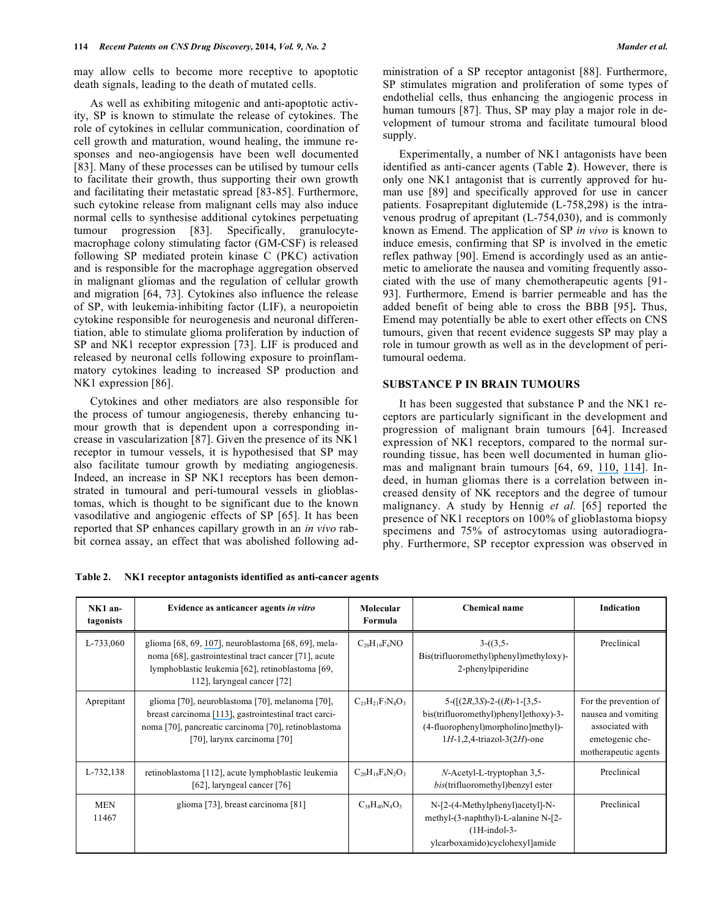may allow cells to become more receptive to apoptotic death signals, leading to the death of mutated cells.

As well as exhibiting mitogenic and anti-apoptotic activity, SP is known to stimulate the release of cytokines. The role of cytokines in cellular communication, coordination of cell growth and maturation, wound healing, the immune responses and neo-angiogensis have been well documented [83]. Many of these processes can be utilised by tumour cells to facilitate their growth, thus supporting their own growth and facilitating their metastatic spread [83-85]. Furthermore, such cytokine release from malignant cells may also induce normal cells to synthesise additional cytokines perpetuating tumour progression [83]. Specifically, granulocyte-macrophage colony stimulating factor (GM-CSF) is released following SP mediated protein kinase C (PKC) activation and is responsible for the macrophage aggregation observed in malignant gliomas and the regulation of cellular growth and migration [64, 73]. Cytokines also influence the release of SP, with leukemia-inhibiting factor (LIF), a neuropoietin cytokine responsible for neurogenesis and neuronal differentiation, able to stimulate glioma proliferation by induction of SP and NK1 receptor expression [73]. LIF is produced and released by neuronal cells following exposure to proinflammatory cytokines leading to increased SP production and NK1 expression [86].

Cytokines and other mediators are also responsible for the process of tumour angiogenesis, thereby enhancing tumour growth that is dependent upon a corresponding increase in vascularization [87]. Given the presence of its NK1 receptor in tumour vessels, it is hypothesised that SP may also facilitate tumour growth by mediating angiogenesis. Indeed, an increase in SP NK1 receptors has been demonstrated in tumoural and peri-tumoural vessels in glioblastomas, which is thought to be significant due to the known vasodilative and angiogenic effects of SP [65]. It has been reported that SP enhances capillary growth in an *in vivo* rabbit cornea assay, an effect that was abolished following administration of a SP receptor antagonist [88]. Furthermore, SP stimulates migration and proliferation of some types of endothelial cells, thus enhancing the angiogenic process in human tumours [87]. Thus, SP may play a major role in development of tumour stroma and facilitate tumoural blood supply.

Experimentally, a number of NK1 antagonists have been identified as anti-cancer agents (Table **2**). However, there is only one NK1 antagonist that is currently approved for human use [89] and specifically approved for use in cancer patients. Fosaprepitant diglutemide (L-758,298) is the intravenous prodrug of aprepitant (L-754,030), and is commonly known as Emend. The application of SP *in vivo* is known to induce emesis, confirming that SP is involved in the emetic reflex pathway [90]. Emend is accordingly used as an antiemetic to ameliorate the nausea and vomiting frequently associated with the use of many chemotherapeutic agents [91-93]. Furthermore, Emend is barrier permeable and has the added benefit of being able to cross the BBB [95]**.** Thus, Emend may potentially be able to exert other effects on CNS tumours, given that recent evidence suggests SP may play a role in tumour growth as well as in the development of peritumoural oedema.

## SUBSTANCE P IN BRAIN TUMOURS

It has been suggested that substance P and the NK1 receptors are particularly significant in the development and progression of malignant brain tumours [64]. Increased expression of NK1 receptors, compared to the normal surrounding tissue, has been well documented in human gliomas and malignant brain tumours [64, 69, 110, 114]. Indeed, in human gliomas there is a correlation between increased density of NK receptors and the degree of tumour malignancy. A study by Hennig *et al.* [65] reported the presence of NK1 receptors on 100% of glioblastoma biopsy specimens and 75% of astrocytomas using autoradiography. Furthermore, SP receptor expression was observed in

**Table 2. NK1 receptor antagonists identified as anti-cancer agents**

| NK1 antagonists | Evidence as anticancer agents *in vitro* | Molecular Formula | Chemical name | Indication |
|---|---|---|---|---|
| L-733,060 | glioma [68, 69, 107], neuroblastoma [68, 69], melanoma [68], gastrointestinal tract cancer [71], acute lymphoblastic leukemia [62], retinoblastoma [69, 112], laryngeal cancer [72] | $C_{20}H_{19}F_6NO$ | 3-((3,5-Bis(trifluoromethyl)phenyl)methyloxy)-2-phenylpiperidine | Preclinical |
| Aprepitant | glioma [70], neuroblastoma [70], melanoma [70], breast carcinoma [113], gastrointestinal tract carcinoma [70], pancreatic carcinoma [70], retinoblastoma [70], larynx carcinoma [70] | $C_{23}H_{21}F_7N_4O_3$ | 5-([(2*R*,3*S*)-2-((*R*)-1-[3,5-bis(trifluoromethyl)phenyl]ethoxy)-3-(4-fluorophenyl)morpholino]methyl)-1*H*-1,2,4-triazol-3(2*H*)-one | For the prevention of nausea and vomiting associated with emetogenic chemotherapeutic agents |
| L-732,138 | retinoblastoma [112], acute lymphoblastic leukemia [62], laryngeal cancer [76] | $C_{20}H_{18}F_6N_2O_3$ | *N*-Acetyl-L-tryptophan 3,5-*bis*(trifluoromethyl)benzyl ester | Preclinical |
| MEN 11467 | glioma [73], breast carcinoma [81] | $C_{38}H_{40}N_4O_3$ | N-[2-(4-Methylphenyl)acetyl]-N-methyl-(3-naphthyl)-L-alanine N-[2-(1H-indol-3-ylcarboxamido)cyclohexyl]amide | Preclinical |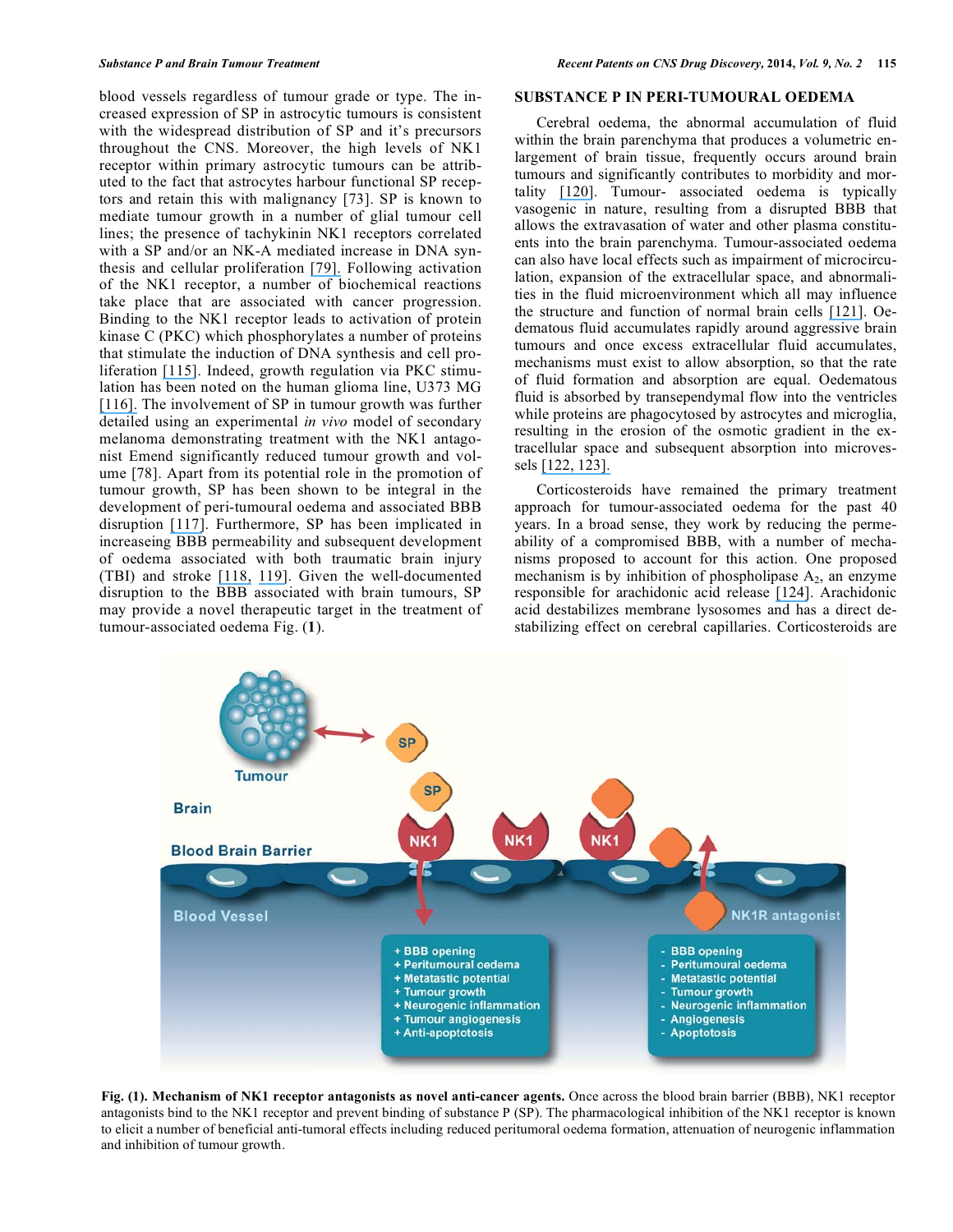blood vessels regardless of tumour grade or type. The increased expression of SP in astrocytic tumours is consistent with the widespread distribution of SP and it's precursors throughout the CNS. Moreover, the high levels of NK1 receptor within primary astrocytic tumours can be attributed to the fact that astrocytes harbour functional SP receptors and retain this with malignancy [73]. SP is known to mediate tumour growth in a number of glial tumour cell lines; the presence of tachykinin NK1 receptors correlated with a SP and/or an NK-A mediated increase in DNA synthesis and cellular proliferation [79]. Following activation of the NK1 receptor, a number of biochemical reactions take place that are associated with cancer progression. Binding to the NK1 receptor leads to activation of protein kinase C (PKC) which phosphorylates a number of proteins that stimulate the induction of DNA synthesis and cell proliferation [115]. Indeed, growth regulation via PKC stimulation has been noted on the human glioma line, U373 MG [116]. The involvement of SP in tumour growth was further detailed using an experimental *in vivo* model of secondary melanoma demonstrating treatment with the NK1 antagonist Emend significantly reduced tumour growth and volume [78]. Apart from its potential role in the promotion of tumour growth, SP has been shown to be integral in the development of peri-tumoural oedema and associated BBB disruption [117]. Furthermore, SP has been implicated in increaseing BBB permeability and subsequent development of oedema associated with both traumatic brain injury (TBI) and stroke [118, 119]. Given the well-documented disruption to the BBB associated with brain tumours, SP may provide a novel therapeutic target in the treatment of tumour-associated oedema Fig. (**1**).

## SUBSTANCE P IN PERI-TUMOURAL OEDEMA

Cerebral oedema, the abnormal accumulation of fluid within the brain parenchyma that produces a volumetric enlargement of brain tissue, frequently occurs around brain tumours and significantly contributes to morbidity and mortality [120]. Tumour- associated oedema is typically vasogenic in nature, resulting from a disrupted BBB that allows the extravasation of water and other plasma constituents into the brain parenchyma. Tumour-associated oedema can also have local effects such as impairment of microcirculation, expansion of the extracellular space, and abnormalities in the fluid microenvironment which all may influence the structure and function of normal brain cells [121]. Oedematous fluid accumulates rapidly around aggressive brain tumours and once excess extracellular fluid accumulates, mechanisms must exist to allow absorption, so that the rate of fluid formation and absorption are equal. Oedematous fluid is absorbed by transependymal flow into the ventricles while proteins are phagocytosed by astrocytes and microglia, resulting in the erosion of the osmotic gradient in the extracellular space and subsequent absorption into microvessels [122, 123].

Corticosteroids have remained the primary treatment approach for tumour-associated oedema for the past 40 years. In a broad sense, they work by reducing the permeability of a compromised BBB, with a number of mechanisms proposed to account for this action. One proposed mechanism is by inhibition of phospholipase $A_2$, an enzyme responsible for arachidonic acid release [124]. Arachidonic acid destabilizes membrane lysosomes and has a direct destabilizing effect on cerebral capillaries. Corticosteroids are

**Fig. (1). Mechanism of NK1 receptor antagonists as novel anti-cancer agents.** Once across the blood brain barrier (BBB), NK1 receptor antagonists bind to the NK1 receptor and prevent binding of substance P (SP). The pharmacological inhibition of the NK1 receptor is known to elicit a number of beneficial anti-tumoral effects including reduced peritumoral oedema formation, attenuation of neurogenic inflammation and inhibition of tumour growth.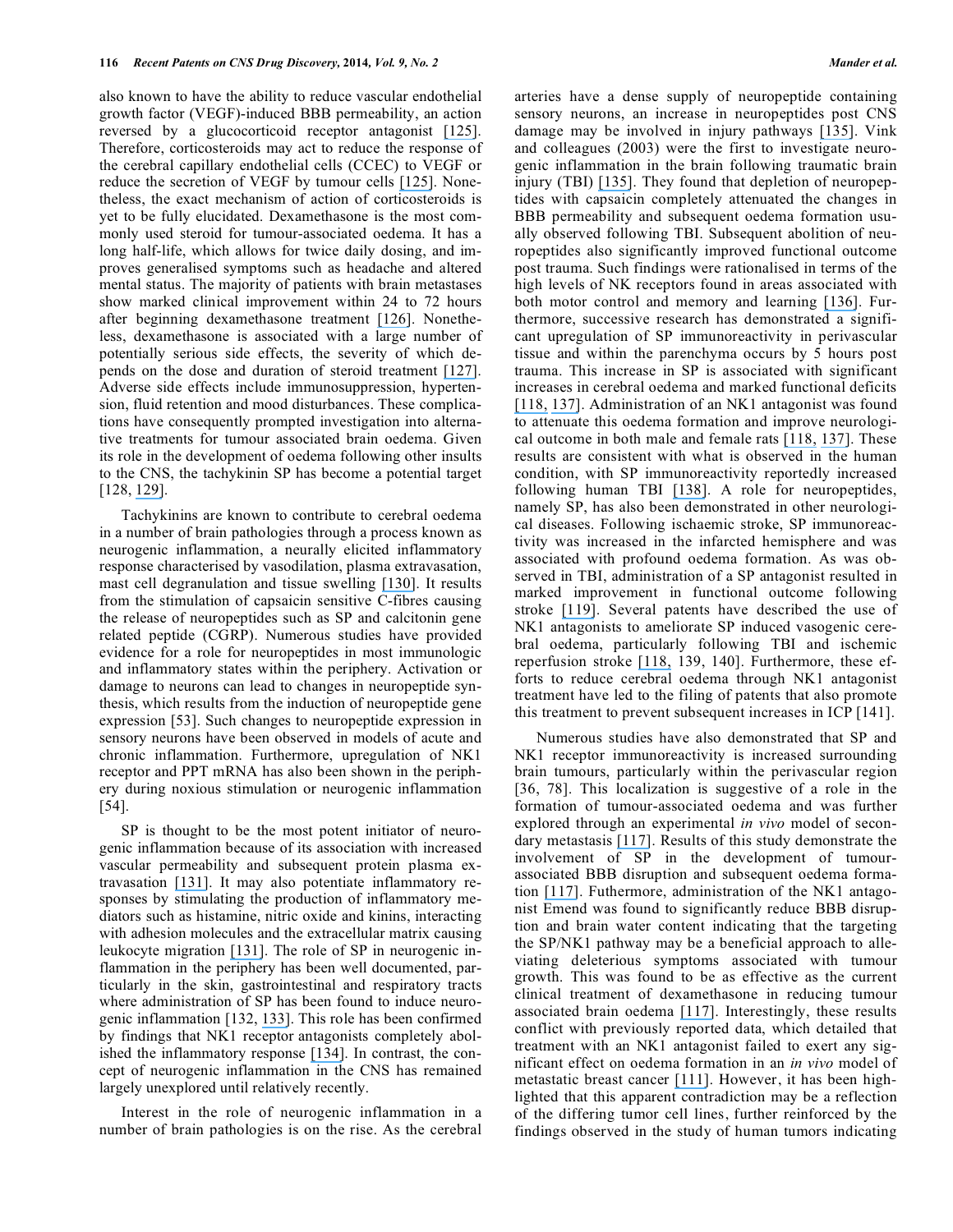also known to have the ability to reduce vascular endothelial growth factor (VEGF)-induced BBB permeability, an action reversed by a glucocorticoid receptor antagonist [125]. Therefore, corticosteroids may act to reduce the response of the cerebral capillary endothelial cells (CCEC) to VEGF or reduce the secretion of VEGF by tumour cells [125]. Nonetheless, the exact mechanism of action of corticosteroids is yet to be fully elucidated. Dexamethasone is the most commonly used steroid for tumour-associated oedema. It has a long half-life, which allows for twice daily dosing, and improves generalised symptoms such as headache and altered mental status. The majority of patients with brain metastases show marked clinical improvement within 24 to 72 hours after beginning dexamethasone treatment [126]. Nonetheless, dexamethasone is associated with a large number of potentially serious side effects, the severity of which depends on the dose and duration of steroid treatment [127]. Adverse side effects include immunosuppression, hypertension, fluid retention and mood disturbances. These complications have consequently prompted investigation into alternative treatments for tumour associated brain oedema. Given its role in the development of oedema following other insults to the CNS, the tachykinin SP has become a potential target [128, 129].

Tachykinins are known to contribute to cerebral oedema in a number of brain pathologies through a process known as neurogenic inflammation, a neurally elicited inflammatory response characterised by vasodilation, plasma extravasation, mast cell degranulation and tissue swelling [130]. It results from the stimulation of capsaicin sensitive C-fibres causing the release of neuropeptides such as SP and calcitonin gene related peptide (CGRP). Numerous studies have provided evidence for a role for neuropeptides in most immunologic and inflammatory states within the periphery. Activation or damage to neurons can lead to changes in neuropeptide synthesis, which results from the induction of neuropeptide gene expression [53]. Such changes to neuropeptide expression in sensory neurons have been observed in models of acute and chronic inflammation. Furthermore, upregulation of NK1 receptor and PPT mRNA has also been shown in the periphery during noxious stimulation or neurogenic inflammation [54].

SP is thought to be the most potent initiator of neurogenic inflammation because of its association with increased vascular permeability and subsequent protein plasma extravasation [131]. It may also potentiate inflammatory responses by stimulating the production of inflammatory mediators such as histamine, nitric oxide and kinins, interacting with adhesion molecules and the extracellular matrix causing leukocyte migration [131]. The role of SP in neurogenic inflammation in the periphery has been well documented, particularly in the skin, gastrointestinal and respiratory tracts where administration of SP has been found to induce neurogenic inflammation [132, 133]. This role has been confirmed by findings that NK1 receptor antagonists completely abolished the inflammatory response [134]. In contrast, the concept of neurogenic inflammation in the CNS has remained largely unexplored until relatively recently.

Interest in the role of neurogenic inflammation in a number of brain pathologies is on the rise. As the cerebral arteries have a dense supply of neuropeptide containing sensory neurons, an increase in neuropeptides post CNS damage may be involved in injury pathways [135]. Vink and colleagues (2003) were the first to investigate neurogenic inflammation in the brain following traumatic brain injury (TBI) [135]. They found that depletion of neuropeptides with capsaicin completely attenuated the changes in BBB permeability and subsequent oedema formation usually observed following TBI. Subsequent abolition of neuropeptides also significantly improved functional outcome post trauma. Such findings were rationalised in terms of the high levels of NK receptors found in areas associated with both motor control and memory and learning [136]. Furthermore, successive research has demonstrated a significant upregulation of SP immunoreactivity in perivascular tissue and within the parenchyma occurs by 5 hours post trauma. This increase in SP is associated with significant increases in cerebral oedema and marked functional deficits [118, 137]. Administration of an NK1 antagonist was found to attenuate this oedema formation and improve neurological outcome in both male and female rats [118, 137]. These results are consistent with what is observed in the human condition, with SP immunoreactivity reportedly increased following human TBI [138]. A role for neuropeptides, namely SP, has also been demonstrated in other neurological diseases. Following ischaemic stroke, SP immunoreactivity was increased in the infarcted hemisphere and was associated with profound oedema formation. As was observed in TBI, administration of a SP antagonist resulted in marked improvement in functional outcome following stroke [119]. Several patents have described the use of NK1 antagonists to ameliorate SP induced vasogenic cerebral oedema, particularly following TBI and ischemic reperfusion stroke [118, 139, 140]. Furthermore, these efforts to reduce cerebral oedema through NK1 antagonist treatment have led to the filing of patents that also promote this treatment to prevent subsequent increases in ICP [141].

Numerous studies have also demonstrated that SP and NK1 receptor immunoreactivity is increased surrounding brain tumours, particularly within the perivascular region [36, 78]. This localization is suggestive of a role in the formation of tumour-associated oedema and was further explored through an experimental *in vivo* model of secondary metastasis [117]. Results of this study demonstrate the involvement of SP in the development of tumour-associated BBB disruption and subsequent oedema formation [117]. Futhermore, administration of the NK1 antagonist Emend was found to significantly reduce BBB disruption and brain water content indicating that the targeting the SP/NK1 pathway may be a beneficial approach to alleviating deleterious symptoms associated with tumour growth. This was found to be as effective as the current clinical treatment of dexamethasone in reducing tumour associated brain oedema [117]. Interestingly, these results conflict with previously reported data, which detailed that treatment with an NK1 antagonist failed to exert any significant effect on oedema formation in an *in vivo* model of metastatic breast cancer [111]. However, it has been highlighted that this apparent contradiction may be a reflection of the differing tumor cell lines, further reinforced by the findings observed in the study of human tumors indicating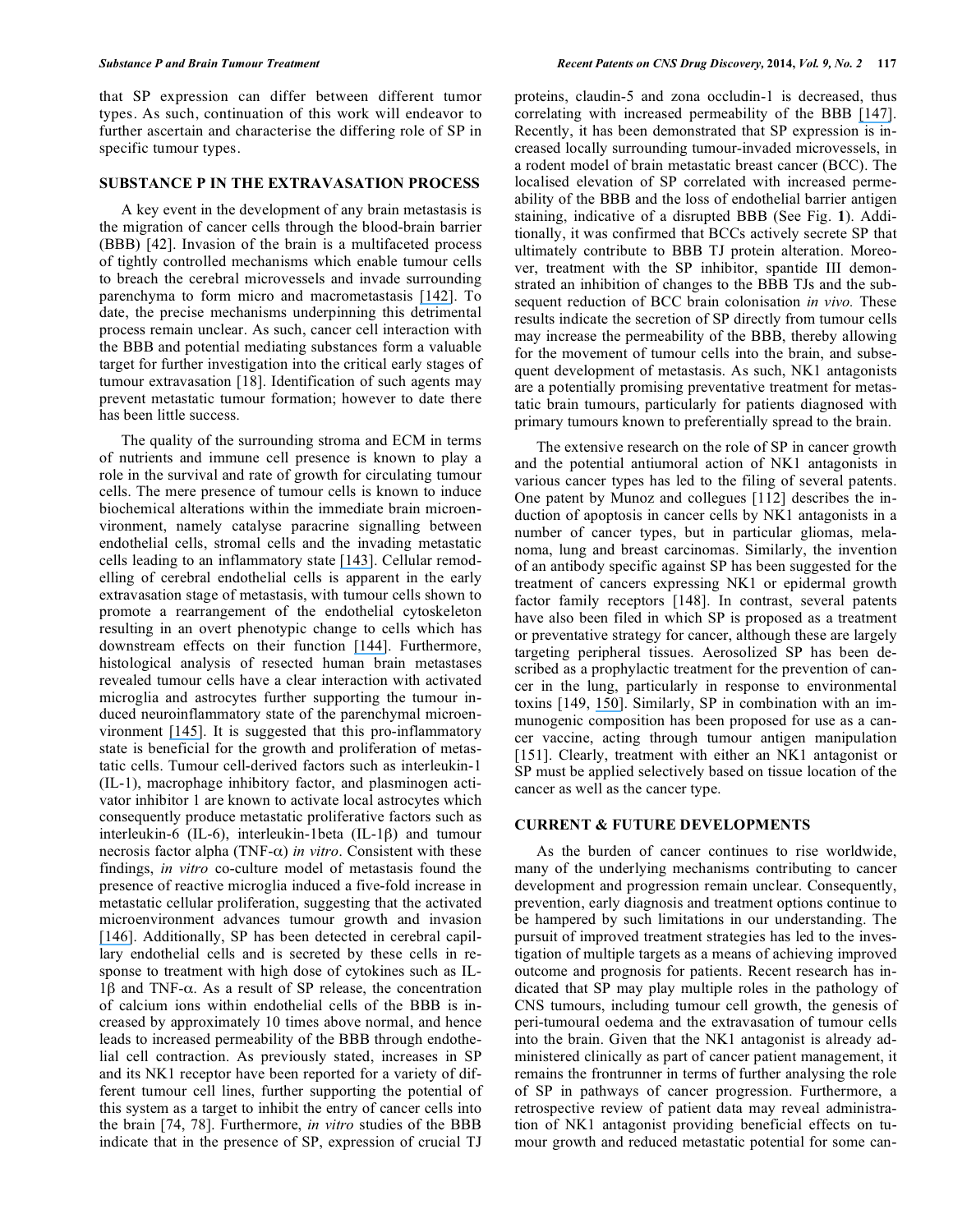that SP expression can differ between different tumor types. As such, continuation of this work will endeavor to further ascertain and characterise the differing role of SP in specific tumour types.

## SUBSTANCE P IN THE EXTRAVASATION PROCESS

A key event in the development of any brain metastasis is the migration of cancer cells through the blood-brain barrier (BBB) [42]. Invasion of the brain is a multifaceted process of tightly controlled mechanisms which enable tumour cells to breach the cerebral microvessels and invade surrounding parenchyma to form micro and macrometastasis [142]. To date, the precise mechanisms underpinning this detrimental process remain unclear. As such, cancer cell interaction with the BBB and potential mediating substances form a valuable target for further investigation into the critical early stages of tumour extravasation [18]. Identification of such agents may prevent metastatic tumour formation; however to date there has been little success.

The quality of the surrounding stroma and ECM in terms of nutrients and immune cell presence is known to play a role in the survival and rate of growth for circulating tumour cells. The mere presence of tumour cells is known to induce biochemical alterations within the immediate brain microenvironment, namely catalyse paracrine signalling between endothelial cells, stromal cells and the invading metastatic cells leading to an inflammatory state [143]. Cellular remodelling of cerebral endothelial cells is apparent in the early extravasation stage of metastasis, with tumour cells shown to promote a rearrangement of the endothelial cytoskeleton resulting in an overt phenotypic change to cells which has downstream effects on their function [144]. Furthermore, histological analysis of resected human brain metastases revealed tumour cells have a clear interaction with activated microglia and astrocytes further supporting the tumour induced neuroinflammatory state of the parenchymal microenvironment [145]. It is suggested that this pro-inflammatory state is beneficial for the growth and proliferation of metastatic cells. Tumour cell-derived factors such as interleukin-1 (IL-1), macrophage inhibitory factor, and plasminogen activator inhibitor 1 are known to activate local astrocytes which consequently produce metastatic proliferative factors such as interleukin-6 (IL-6), interleukin-1beta (IL-1$\beta$) and tumour necrosis factor alpha (TNF-$\alpha$) *in vitro*. Consistent with these findings, *in vitro* co-culture model of metastasis found the presence of reactive microglia induced a five-fold increase in metastatic cellular proliferation, suggesting that the activated microenvironment advances tumour growth and invasion [146]. Additionally, SP has been detected in cerebral capillary endothelial cells and is secreted by these cells in response to treatment with high dose of cytokines such as IL-1$\beta$ and TNF-$\alpha$. As a result of SP release, the concentration of calcium ions within endothelial cells of the BBB is increased by approximately 10 times above normal, and hence leads to increased permeability of the BBB through endothelial cell contraction. As previously stated, increases in SP and its NK1 receptor have been reported for a variety of different tumour cell lines, further supporting the potential of this system as a target to inhibit the entry of cancer cells into the brain [74, 78]. Furthermore, *in vitro* studies of the BBB indicate that in the presence of SP, expression of crucial TJ proteins, claudin-5 and zona occludin-1 is decreased, thus correlating with increased permeability of the BBB [147]. Recently, it has been demonstrated that SP expression is increased locally surrounding tumour-invaded microvessels, in a rodent model of brain metastatic breast cancer (BCC). The localised elevation of SP correlated with increased permeability of the BBB and the loss of endothelial barrier antigen staining, indicative of a disrupted BBB (See Fig. **1**). Additionally, it was confirmed that BCCs actively secrete SP that ultimately contribute to BBB TJ protein alteration. Moreover, treatment with the SP inhibitor, spantide III demonstrated an inhibition of changes to the BBB TJs and the subsequent reduction of BCC brain colonisation *in vivo.* These results indicate the secretion of SP directly from tumour cells may increase the permeability of the BBB, thereby allowing for the movement of tumour cells into the brain, and subsequent development of metastasis. As such, NK1 antagonists are a potentially promising preventative treatment for metastatic brain tumours, particularly for patients diagnosed with primary tumours known to preferentially spread to the brain.

The extensive research on the role of SP in cancer growth and the potential antiumoral action of NK1 antagonists in various cancer types has led to the filing of several patents. One patent by Munoz and collegues [112] describes the induction of apoptosis in cancer cells by NK1 antagonists in a number of cancer types, but in particular gliomas, melanoma, lung and breast carcinomas. Similarly, the invention of an antibody specific against SP has been suggested for the treatment of cancers expressing NK1 or epidermal growth factor family receptors [148]. In contrast, several patents have also been filed in which SP is proposed as a treatment or preventative strategy for cancer, although these are largely targeting peripheral tissues. Aerosolized SP has been described as a prophylactic treatment for the prevention of cancer in the lung, particularly in response to environmental toxins [149, 150]. Similarly, SP in combination with an immunogenic composition has been proposed for use as a cancer vaccine, acting through tumour antigen manipulation [151]. Clearly, treatment with either an NK1 antagonist or SP must be applied selectively based on tissue location of the cancer as well as the cancer type.

## CURRENT & FUTURE DEVELOPMENTS

As the burden of cancer continues to rise worldwide, many of the underlying mechanisms contributing to cancer development and progression remain unclear. Consequently, prevention, early diagnosis and treatment options continue to be hampered by such limitations in our understanding. The pursuit of improved treatment strategies has led to the investigation of multiple targets as a means of achieving improved outcome and prognosis for patients. Recent research has indicated that SP may play multiple roles in the pathology of CNS tumours, including tumour cell growth, the genesis of peri-tumoural oedema and the extravasation of tumour cells into the brain. Given that the NK1 antagonist is already administered clinically as part of cancer patient management, it remains the frontrunner in terms of further analysing the role of SP in pathways of cancer progression. Furthermore, a retrospective review of patient data may reveal administration of NK1 antagonist providing beneficial effects on tumour growth and reduced metastatic potential for some can-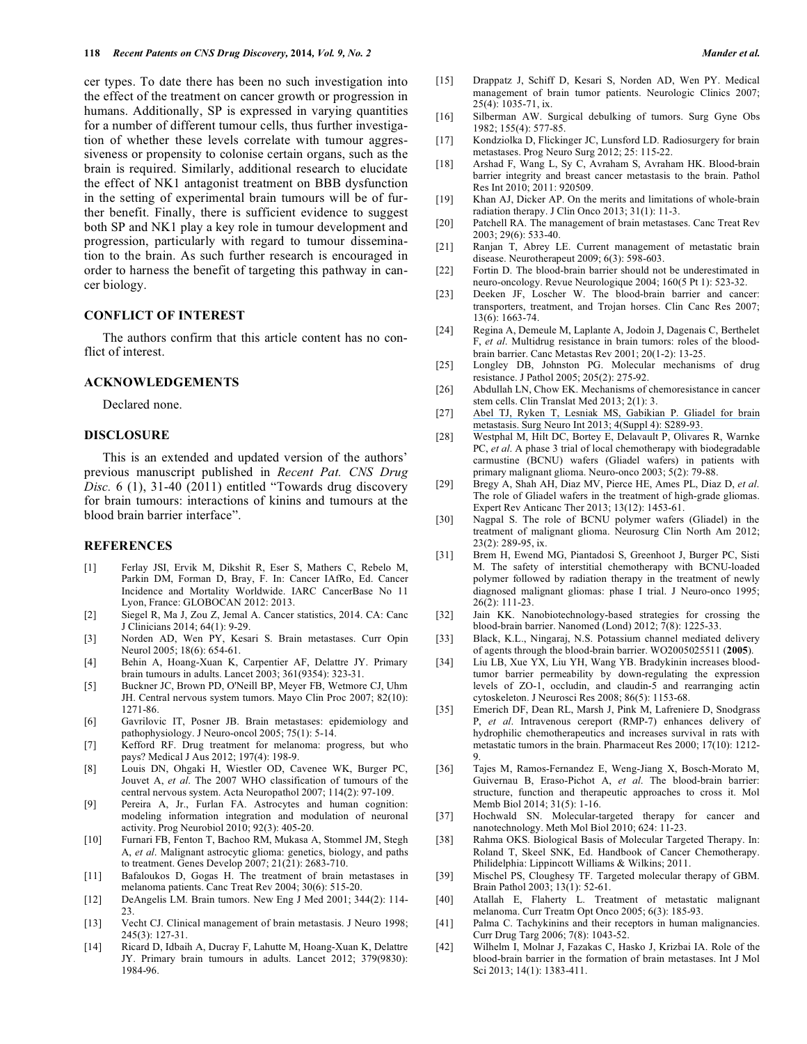cer types. To date there has been no such investigation into the effect of the treatment on cancer growth or progression in humans. Additionally, SP is expressed in varying quantities for a number of different tumour cells, thus further investigation of whether these levels correlate with tumour aggressiveness or propensity to colonise certain organs, such as the brain is required. Similarly, additional research to elucidate the effect of NK1 antagonist treatment on BBB dysfunction in the setting of experimental brain tumours will be of further benefit. Finally, there is sufficient evidence to suggest both SP and NK1 play a key role in tumour development and progression, particularly with regard to tumour dissemination to the brain. As such further research is encouraged in order to harness the benefit of targeting this pathway in cancer biology.

## CONFLICT OF INTEREST

The authors confirm that this article content has no conflict of interest.

## ACKNOWLEDGEMENTS

Declared none.

## DISCLOSURE

This is an extended and updated version of the authors' previous manuscript published in *Recent Pat. CNS Drug Disc.* 6 (1), 31-40 (2011) entitled "Towards drug discovery for brain tumours: interactions of kinins and tumours at the blood brain barrier interface".

## REFERENCES

[1] Ferlay JSI, Ervik M, Dikshit R, Eser S, Mathers C, Rebelo M, Parkin DM, Forman D, Bray, F. In: Cancer IAfRo, Ed. Cancer Incidence and Mortality Worldwide. IARC CancerBase No 11 Lyon, France: GLOBOCAN 2012: 2013.

[2] Siegel R, Ma J, Zou Z, Jemal A. Cancer statistics, 2014. CA: Canc J Clinicians 2014; 64(1): 9-29.

[3] Norden AD, Wen PY, Kesari S. Brain metastases. Curr Opin Neurol 2005; 18(6): 654-61.

[4] Behin A, Hoang-Xuan K, Carpentier AF, Delattre JY. Primary brain tumours in adults. Lancet 2003; 361(9354): 323-31.

[5] Buckner JC, Brown PD, O'Neill BP, Meyer FB, Wetmore CJ, Uhm JH. Central nervous system tumors. Mayo Clin Proc 2007; 82(10): 1271-86.

[6] Gavrilovic IT, Posner JB. Brain metastases: epidemiology and pathophysiology. J Neuro-oncol 2005; 75(1): 5-14.

[7] Kefford RF. Drug treatment for melanoma: progress, but who pays? Medical J Aus 2012; 197(4): 198-9.

[8] Louis DN, Ohgaki H, Wiestler OD, Cavenee WK, Burger PC, Jouvet A, *et al*. The 2007 WHO classification of tumours of the central nervous system. Acta Neuropathol 2007; 114(2): 97-109.

[9] Pereira A, Jr., Furlan FA. Astrocytes and human cognition: modeling information integration and modulation of neuronal activity. Prog Neurobiol 2010; 92(3): 405-20.

[10] Furnari FB, Fenton T, Bachoo RM, Mukasa A, Stommel JM, Stegh A, *et al*. Malignant astrocytic glioma: genetics, biology, and paths to treatment. Genes Develop 2007; 21(21): 2683-710.

[11] Bafaloukos D, Gogas H. The treatment of brain metastases in melanoma patients. Canc Treat Rev 2004; 30(6): 515-20.

[12] DeAngelis LM. Brain tumors. New Eng J Med 2001; 344(2): 114-23.

[13] Vecht CJ. Clinical management of brain metastasis. J Neuro 1998; 245(3): 127-31.

[14] Ricard D, Idbaih A, Ducray F, Lahutte M, Hoang-Xuan K, Delattre JY. Primary brain tumours in adults. Lancet 2012; 379(9830): 1984-96.

[15] Drappatz J, Schiff D, Kesari S, Norden AD, Wen PY. Medical management of brain tumor patients. Neurologic Clinics 2007; 25(4): 1035-71, ix.

[16] Silberman AW. Surgical debulking of tumors. Surg Gyne Obs 1982; 155(4): 577-85.

[17] Kondziolka D, Flickinger JC, Lunsford LD. Radiosurgery for brain metastases. Prog Neuro Surg 2012; 25: 115-22.

[18] Arshad F, Wang L, Sy C, Avraham S, Avraham HK. Blood-brain barrier integrity and breast cancer metastasis to the brain. Pathol Res Int 2010; 2011: 920509.

[19] Khan AJ, Dicker AP. On the merits and limitations of whole-brain radiation therapy. J Clin Onco 2013; 31(1): 11-3.

[20] Patchell RA. The management of brain metastases. Canc Treat Rev 2003; 29(6): 533-40.

[21] Ranjan T, Abrey LE. Current management of metastatic brain disease. Neurotherapeut 2009; 6(3): 598-603.

[22] Fortin D. The blood-brain barrier should not be underestimated in neuro-oncology. Revue Neurologique 2004; 160(5 Pt 1): 523-32.

[23] Deeken JF, Loscher W. The blood-brain barrier and cancer: transporters, treatment, and Trojan horses. Clin Canc Res 2007; 13(6): 1663-74.

[24] Regina A, Demeule M, Laplante A, Jodoin J, Dagenais C, Berthelet F, *et al*. Multidrug resistance in brain tumors: roles of the blood-brain barrier. Canc Metastas Rev 2001; 20(1-2): 13-25.

[25] Longley DB, Johnston PG. Molecular mechanisms of drug resistance. J Pathol 2005; 205(2): 275-92.

[26] Abdullah LN, Chow EK. Mechanisms of chemoresistance in cancer stem cells. Clin Translat Med 2013; 2(1): 3.

[27] Abel TJ, Ryken T, Lesniak MS, Gabikian P. Gliadel for brain metastasis. Surg Neuro Int 2013; 4(Suppl 4): S289-93.

[28] Westphal M, Hilt DC, Bortey E, Delavault P, Olivares R, Warnke PC, *et al*. A phase 3 trial of local chemotherapy with biodegradable carmustine (BCNU) wafers (Gliadel wafers) in patients with primary malignant glioma. Neuro-onco 2003; 5(2): 79-88.

[29] Bregy A, Shah AH, Diaz MV, Pierce HE, Ames PL, Diaz D, *et al*. The role of Gliadel wafers in the treatment of high-grade gliomas. Expert Rev Anticanc Ther 2013; 13(12): 1453-61.

[30] Nagpal S. The role of BCNU polymer wafers (Gliadel) in the treatment of malignant glioma. Neurosurg Clin North Am 2012; 23(2): 289-95, ix.

[31] Brem H, Ewend MG, Piantadosi S, Greenhoot J, Burger PC, Sisti M. The safety of interstitial chemotherapy with BCNU-loaded polymer followed by radiation therapy in the treatment of newly diagnosed malignant gliomas: phase I trial. J Neuro-onco 1995; 26(2): 111-23.

[32] Jain KK. Nanobiotechnology-based strategies for crossing the blood-brain barrier. Nanomed (Lond) 2012; 7(8): 1225-33.

[33] Black, K.L., Ningaraj, N.S. Potassium channel mediated delivery of agents through the blood-brain barrier. WO2005025511 (**2005**).

[34] Liu LB, Xue YX, Liu YH, Wang YB. Bradykinin increases blood-tumor barrier permeability by down-regulating the expression levels of ZO-1, occludin, and claudin-5 and rearranging actin cytoskeleton. J Neurosci Res 2008; 86(5): 1153-68.

[35] Emerich DF, Dean RL, Marsh J, Pink M, Lafreniere D, Snodgrass P, *et al*. Intravenous cereport (RMP-7) enhances delivery of hydrophilic chemotherapeutics and increases survival in rats with metastatic tumors in the brain. Pharmaceut Res 2000; 17(10): 1212-9.

[36] Tajes M, Ramos-Fernandez E, Weng-Jiang X, Bosch-Morato M, Guivernau B, Eraso-Pichot A, *et al*. The blood-brain barrier: structure, function and therapeutic approaches to cross it. Mol Memb Biol 2014; 31(5): 1-16.

[37] Hochwald SN. Molecular-targeted therapy for cancer and nanotechnology. Meth Mol Biol 2010; 624: 11-23.

[38] Rahma OKS. Biological Basis of Molecular Targeted Therapy. In: Roland T, Skeel SNK, Ed. Handbook of Cancer Chemotherapy. Philidelphia: Lippincott Williams & Wilkins; 2011.

[39] Mischel PS, Cloughesy TF. Targeted molecular therapy of GBM. Brain Pathol 2003; 13(1): 52-61.

[40] Atallah E, Flaherty L. Treatment of metastatic malignant melanoma. Curr Treatm Opt Onco 2005; 6(3): 185-93.

[41] Palma C. Tachykinins and their receptors in human malignancies. Curr Drug Targ 2006; 7(8): 1043-52.

[42] Wilhelm I, Molnar J, Fazakas C, Hasko J, Krizbai IA. Role of the blood-brain barrier in the formation of brain metastases. Int J Mol Sci 2013; 14(1): 1383-411.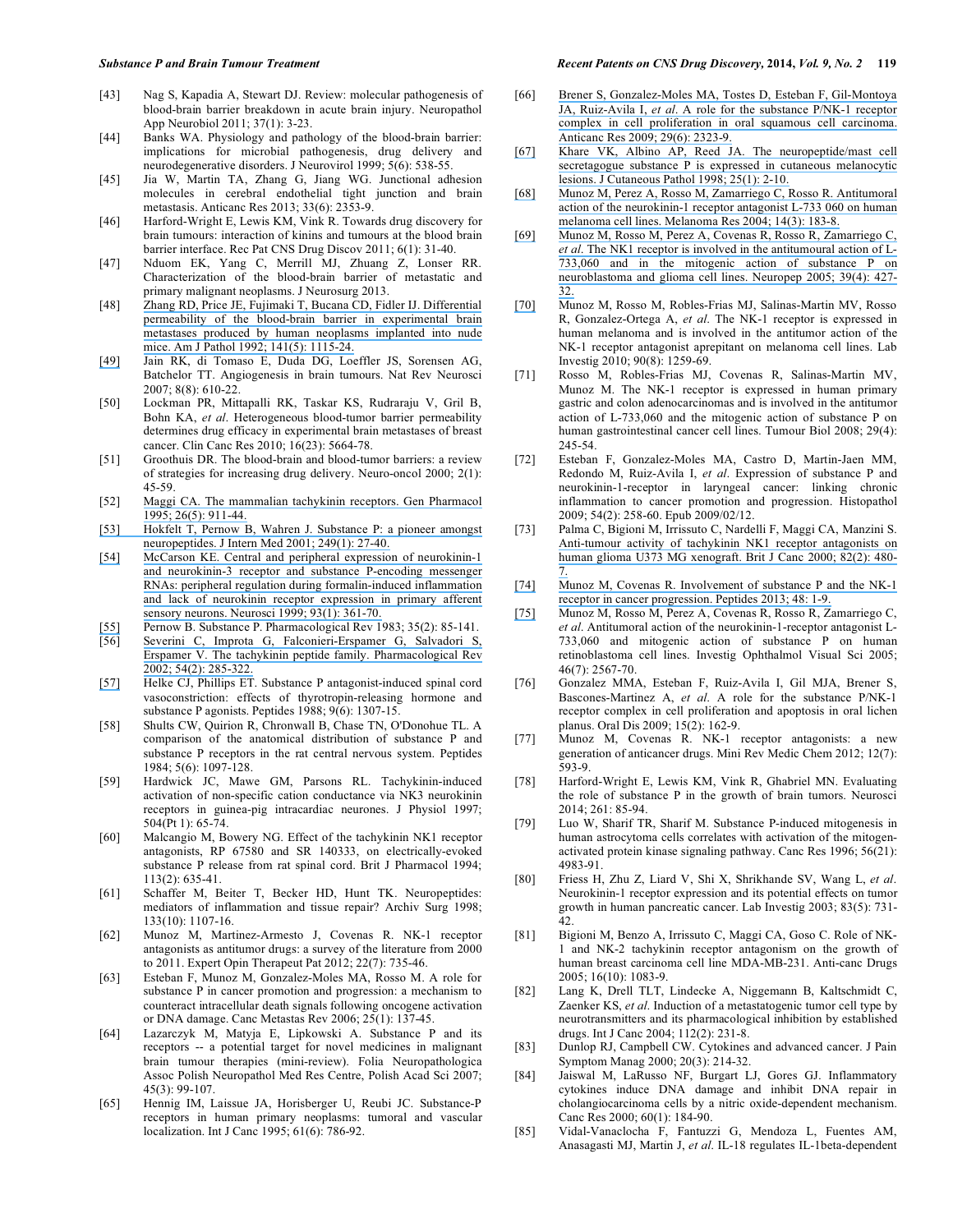[43] Nag S, Kapadia A, Stewart DJ. Review: molecular pathogenesis of blood-brain barrier breakdown in acute brain injury. Neuropathol App Neurobiol 2011; 37(1): 3-23.

[44] Banks WA. Physiology and pathology of the blood-brain barrier: implications for microbial pathogenesis, drug delivery and neurodegenerative disorders. J Neurovirol 1999; 5(6): 538-55.

[45] Jia W, Martin TA, Zhang G, Jiang WG. Junctional adhesion molecules in cerebral endothelial tight junction and brain metastasis. Anticanc Res 2013; 33(6): 2353-9.

[46] Harford-Wright E, Lewis KM, Vink R. Towards drug discovery for brain tumours: interaction of kinins and tumours at the blood brain barrier interface. Rec Pat CNS Drug Discov 2011; 6(1): 31-40.

[47] Nduom EK, Yang C, Merrill MJ, Zhuang Z, Lonser RR. Characterization of the blood-brain barrier of metastatic and primary malignant neoplasms. J Neurosurg 2013.

[48] Zhang RD, Price JE, Fujimaki T, Bucana CD, Fidler IJ. Differential permeability of the blood-brain barrier in experimental brain metastases produced by human neoplasms implanted into nude mice. Am J Pathol 1992; 141(5): 1115-24.

[49] Jain RK, di Tomaso E, Duda DG, Loeffler JS, Sorensen AG, Batchelor TT. Angiogenesis in brain tumours. Nat Rev Neurosci 2007; 8(8): 610-22.

[50] Lockman PR, Mittapalli RK, Taskar KS, Rudraraju V, Gril B, Bohn KA, *et al*. Heterogeneous blood-tumor barrier permeability determines drug efficacy in experimental brain metastases of breast cancer. Clin Canc Res 2010; 16(23): 5664-78.

[51] Groothuis DR. The blood-brain and blood-tumor barriers: a review of strategies for increasing drug delivery. Neuro-oncol 2000; 2(1): 45-59.

[52] Maggi CA. The mammalian tachykinin receptors. Gen Pharmacol 1995; 26(5): 911-44.

[53] Hokfelt T, Pernow B, Wahren J. Substance P: a pioneer amongst neuropeptides. J Intern Med 2001; 249(1): 27-40.

[54] McCarson KE. Central and peripheral expression of neurokinin-1 and neurokinin-3 receptor and substance P-encoding messenger RNAs: peripheral regulation during formalin-induced inflammation and lack of neurokinin receptor expression in primary afferent sensory neurons. Neurosci 1999; 93(1): 361-70.

[55] Pernow B. Substance P. Pharmacological Rev 1983; 35(2): 85-141.

[56] Severini C, Improta G, Falconieri-Erspamer G, Salvadori S, Erspamer V. The tachykinin peptide family. Pharmacological Rev 2002; 54(2): 285-322.

[57] Helke CJ, Phillips ET. Substance P antagonist-induced spinal cord vasoconstriction: effects of thyrotropin-releasing hormone and substance P agonists. Peptides 1988; 9(6): 1307-15.

[58] Shults CW, Quirion R, Chronwall B, Chase TN, O'Donohue TL. A comparison of the anatomical distribution of substance P and substance P receptors in the rat central nervous system. Peptides 1984; 5(6): 1097-128.

[59] Hardwick JC, Mawe GM, Parsons RL. Tachykinin-induced activation of non-specific cation conductance via NK3 neurokinin receptors in guinea-pig intracardiac neurones. J Physiol 1997; 504(Pt 1): 65-74.

[60] Malcangio M, Bowery NG. Effect of the tachykinin NK1 receptor antagonists, RP 67580 and SR 140333, on electrically-evoked substance P release from rat spinal cord. Brit J Pharmacol 1994; 113(2): 635-41.

[61] Schaffer M, Beiter T, Becker HD, Hunt TK. Neuropeptides: mediators of inflammation and tissue repair? Archiv Surg 1998; 133(10): 1107-16.

[62] Munoz M, Martinez-Armesto J, Covenas R. NK-1 receptor antagonists as antitumor drugs: a survey of the literature from 2000 to 2011. Expert Opin Therapeut Pat 2012; 22(7): 735-46.

[63] Esteban F, Munoz M, Gonzalez-Moles MA, Rosso M. A role for substance P in cancer promotion and progression: a mechanism to counteract intracellular death signals following oncogene activation or DNA damage. Canc Metastas Rev 2006; 25(1): 137-45.

[64] Lazarczyk M, Matyja E, Lipkowski A. Substance P and its receptors -- a potential target for novel medicines in malignant brain tumour therapies (mini-review). Folia Neuropathologica Assoc Polish Neuropathol Med Res Centre, Polish Acad Sci 2007; 45(3): 99-107.

[65] Hennig IM, Laissue JA, Horisberger U, Reubi JC. Substance-P receptors in human primary neoplasms: tumoral and vascular localization. Int J Canc 1995; 61(6): 786-92.

[66] Brener S, Gonzalez-Moles MA, Tostes D, Esteban F, Gil-Montoya JA, Ruiz-Avila I, *et al*. A role for the substance P/NK-1 receptor complex in cell proliferation in oral squamous cell carcinoma. Anticanc Res 2009; 29(6): 2323-9.

[67] Khare VK, Albino AP, Reed JA. The neuropeptide/mast cell secretagogue substance P is expressed in cutaneous melanocytic lesions. J Cutaneous Pathol 1998; 25(1): 2-10.

[68] Munoz M, Perez A, Rosso M, Zamarriego C, Rosso R. Antitumoral action of the neurokinin-1 receptor antagonist L-733 060 on human melanoma cell lines. Melanoma Res 2004; 14(3): 183-8.

[69] Munoz M, Rosso M, Perez A, Covenas R, Rosso R, Zamarriego C, *et al*. The NK1 receptor is involved in the antitumoural action of L-733,060 and in the mitogenic action of substance P on neuroblastoma and glioma cell lines. Neuropep 2005; 39(4): 427-32.

[70] Munoz M, Rosso M, Robles-Frias MJ, Salinas-Martin MV, Rosso R, Gonzalez-Ortega A, *et al*. The NK-1 receptor is expressed in human melanoma and is involved in the antitumor action of the NK-1 receptor antagonist aprepitant on melanoma cell lines. Lab Investig 2010; 90(8): 1259-69.

[71] Rosso M, Robles-Frias MJ, Covenas R, Salinas-Martin MV, Munoz M. The NK-1 receptor is expressed in human primary gastric and colon adenocarcinomas and is involved in the antitumor action of L-733,060 and the mitogenic action of substance P on human gastrointestinal cancer cell lines. Tumour Biol 2008; 29(4): 245-54.

[72] Esteban F, Gonzalez-Moles MA, Castro D, Martin-Jaen MM, Redondo M, Ruiz-Avila I, *et al*. Expression of substance P and neurokinin-1-receptor in laryngeal cancer: linking chronic inflammation to cancer promotion and progression. Histopathol 2009; 54(2): 258-60. Epub 2009/02/12.

[73] Palma C, Bigioni M, Irrissuto C, Nardelli F, Maggi CA, Manzini S. Anti-tumour activity of tachykinin NK1 receptor antagonists on human glioma U373 MG xenograft. Brit J Canc 2000; 82(2): 480-7.

[74] Munoz M, Covenas R. Involvement of substance P and the NK-1 receptor in cancer progression. Peptides 2013; 48: 1-9.

[75] Munoz M, Rosso M, Perez A, Covenas R, Rosso R, Zamarriego C, *et al*. Antitumoral action of the neurokinin-1-receptor antagonist L-733,060 and mitogenic action of substance P on human retinoblastoma cell lines. Investig Ophthalmol Visual Sci 2005; 46(7): 2567-70.

[76] Gonzalez MMA, Esteban F, Ruiz-Avila I, Gil MJA, Brener S, Bascones-Martinez A, *et al*. A role for the substance P/NK-1 receptor complex in cell proliferation and apoptosis in oral lichen planus. Oral Dis 2009; 15(2): 162-9.

[77] Munoz M, Covenas R. NK-1 receptor antagonists: a new generation of anticancer drugs. Mini Rev Medic Chem 2012; 12(7): 593-9.

[78] Harford-Wright E, Lewis KM, Vink R, Ghabriel MN. Evaluating the role of substance P in the growth of brain tumors. Neurosci 2014; 261: 85-94.

[79] Luo W, Sharif TR, Sharif M. Substance P-induced mitogenesis in human astrocytoma cells correlates with activation of the mitogen-activated protein kinase signaling pathway. Canc Res 1996; 56(21): 4983-91.

[80] Friess H, Zhu Z, Liard V, Shi X, Shrikhande SV, Wang L, *et al*. Neurokinin-1 receptor expression and its potential effects on tumor growth in human pancreatic cancer. Lab Investig 2003; 83(5): 731-42.

[81] Bigioni M, Benzo A, Irrissuto C, Maggi CA, Goso C. Role of NK-1 and NK-2 tachykinin receptor antagonism on the growth of human breast carcinoma cell line MDA-MB-231. Anti-canc Drugs 2005; 16(10): 1083-9.

[82] Lang K, Drell TLT, Lindecke A, Niggemann B, Kaltschmidt C, Zaenker KS, *et al*. Induction of a metastatogenic tumor cell type by neurotransmitters and its pharmacological inhibition by established drugs. Int J Canc 2004; 112(2): 231-8.

[83] Dunlop RJ, Campbell CW. Cytokines and advanced cancer. J Pain Symptom Manag 2000; 20(3): 214-32.

[84] Jaiswal M, LaRusso NF, Burgart LJ, Gores GJ. Inflammatory cytokines induce DNA damage and inhibit DNA repair in cholangiocarcinoma cells by a nitric oxide-dependent mechanism. Canc Res 2000; 60(1): 184-90.

[85] Vidal-Vanaclocha F, Fantuzzi G, Mendoza L, Fuentes AM, Anasagasti MJ, Martin J, *et al*. IL-18 regulates IL-1beta-dependent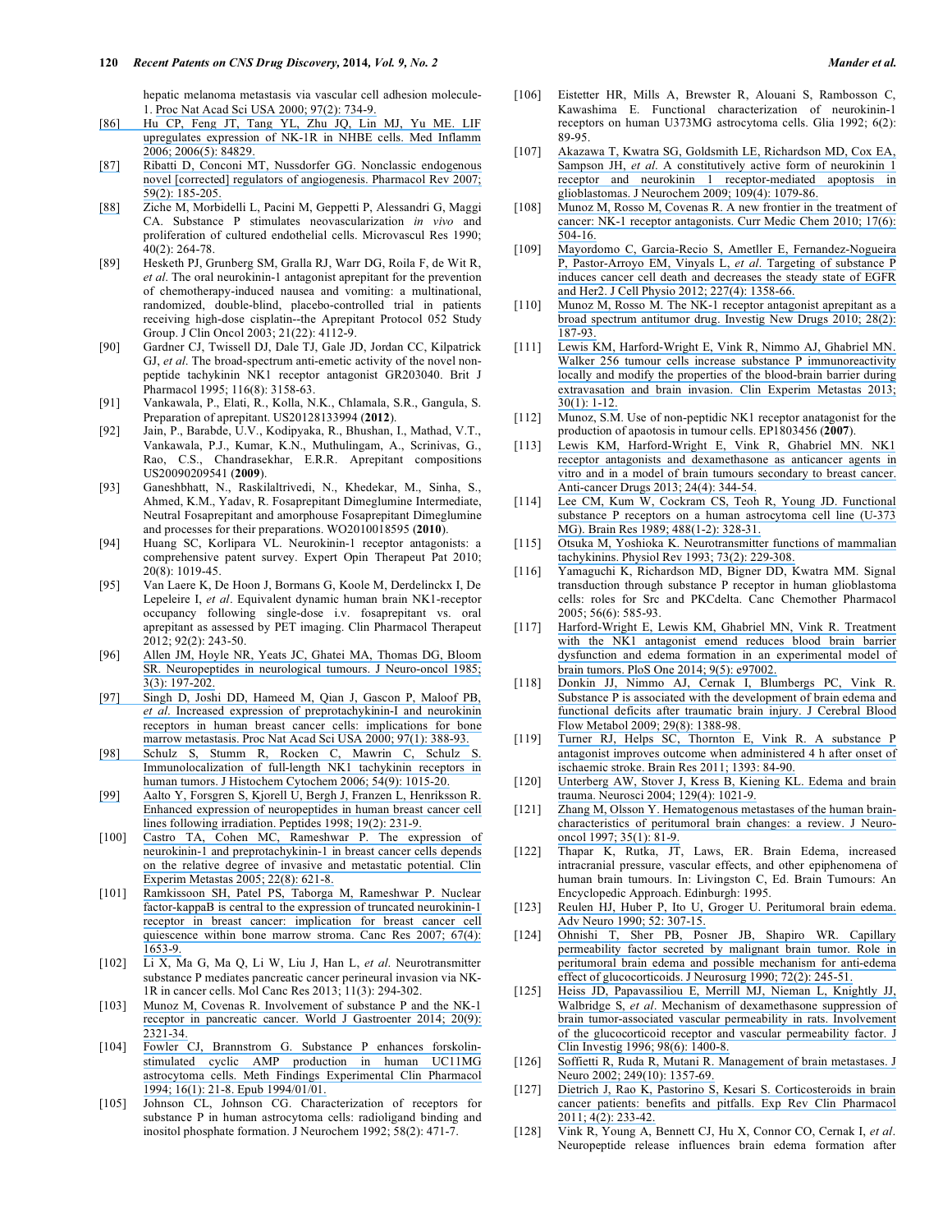hepatic melanoma metastasis via vascular cell adhesion molecule-1. Proc Nat Acad Sci USA 2000; 97(2): 734-9.

[86] Hu CP, Feng JT, Tang YL, Zhu JQ, Lin MJ, Yu ME. LIF upregulates expression of NK-1R in NHBE cells. Med Inflamm 2006; 2006(5): 84829.

[87] Ribatti D, Conconi MT, Nussdorfer GG. Nonclassic endogenous novel [corrected] regulators of angiogenesis. Pharmacol Rev 2007; 59(2): 185-205.

[88] Ziche M, Morbidelli L, Pacini M, Geppetti P, Alessandri G, Maggi CA. Substance P stimulates neovascularization *in vivo* and proliferation of cultured endothelial cells. Microvascul Res 1990; 40(2): 264-78.

[89] Hesketh PJ, Grunberg SM, Gralla RJ, Warr DG, Roila F, de Wit R, *et al*. The oral neurokinin-1 antagonist aprepitant for the prevention of chemotherapy-induced nausea and vomiting: a multinational, randomized, double-blind, placebo-controlled trial in patients receiving high-dose cisplatin--the Aprepitant Protocol 052 Study Group. J Clin Oncol 2003; 21(22): 4112-9.

[90] Gardner CJ, Twissell DJ, Dale TJ, Gale JD, Jordan CC, Kilpatrick GJ, *et al*. The broad-spectrum anti-emetic activity of the novel non-peptide tachykinin NK1 receptor antagonist GR203040. Brit J Pharmacol 1995; 116(8): 3158-63.

[91] Vankawala, P., Elati, R., Kolla, N.K., Chlamala, S.R., Gangula, S. Preparation of aprepitant. US20128133994 (**2012**).

[92] Jain, P., Barabde, U.V., Kodipyaka, R., Bhushan, I., Mathad, V.T., Vankawala, P.J., Kumar, K.N., Muthulingam, A., Scrinivas, G., Rao, C.S., Chandrasekhar, E.R.R. Aprepitant compositions US20090209541 (**2009**).

[93] Ganeshbhatt, N., Raskilaltrivedi, N., Khedekar, M., Sinha, S., Ahmed, K.M., Yadav, R. Fosaprepitant Dimeglumine Intermediate, Neutral Fosaprepitant and amorphouse Fosaprepitant Dimeglumine and processes for their preparations. WO2010018595 (**2010**).

[94] Huang SC, Korlipara VL. Neurokinin-1 receptor antagonists: a comprehensive patent survey. Expert Opin Therapeut Pat 2010; 20(8): 1019-45.

[95] Van Laere K, De Hoon J, Bormans G, Koole M, Derdelinckx I, De Lepeleire I, *et al*. Equivalent dynamic human brain NK1-receptor occupancy following single-dose i.v. fosaprepitant vs. oral aprepitant as assessed by PET imaging. Clin Pharmacol Therapeut 2012; 92(2): 243-50.

[96] Allen JM, Hoyle NR, Yeats JC, Ghatei MA, Thomas DG, Bloom SR. Neuropeptides in neurological tumours. J Neuro-oncol 1985; 3(3): 197-202.

[97] Singh D, Joshi DD, Hameed M, Qian J, Gascon P, Maloof PB, *et al*. Increased expression of preprotachykinin-I and neurokinin receptors in human breast cancer cells: implications for bone marrow metastasis. Proc Nat Acad Sci USA 2000; 97(1): 388-93.

[98] Schulz S, Stumm R, Rocken C, Mawrin C, Schulz S. Immunolocalization of full-length NK1 tachykinin receptors in human tumors. J Histochem Cytochem 2006; 54(9): 1015-20.

[99] Aalto Y, Forsgren S, Kjorell U, Bergh J, Franzen L, Henriksson R. Enhanced expression of neuropeptides in human breast cancer cell lines following irradiation. Peptides 1998; 19(2): 231-9.

[100] Castro TA, Cohen MC, Rameshwar P. The expression of neurokinin-1 and preprotachykinin-1 in breast cancer cells depends on the relative degree of invasive and metastatic potential. Clin Experim Metastas 2005; 22(8): 621-8.

[101] Ramkissoon SH, Patel PS, Taborga M, Rameshwar P. Nuclear factor-kappaB is central to the expression of truncated neurokinin-1 receptor in breast cancer: implication for breast cancer cell quiescence within bone marrow stroma. Canc Res 2007; 67(4): 1653-9.

[102] Li X, Ma G, Ma Q, Li W, Liu J, Han L, *et al*. Neurotransmitter substance P mediates pancreatic cancer perineural invasion via NK-1R in cancer cells. Mol Canc Res 2013; 11(3): 294-302.

[103] Munoz M, Covenas R. Involvement of substance P and the NK-1 receptor in pancreatic cancer. World J Gastroenter 2014; 20(9): 2321-34.

[104] Fowler CJ, Brannstrom G. Substance P enhances forskolin-stimulated cyclic AMP production in human UC11MG astrocytoma cells. Meth Findings Experimental Clin Pharmacol 1994; 16(1): 21-8. Epub 1994/01/01.

[105] Johnson CL, Johnson CG. Characterization of receptors for substance P in human astrocytoma cells: radioligand binding and inositol phosphate formation. J Neurochem 1992; 58(2): 471-7.

[106] Eistetter HR, Mills A, Brewster R, Alouani S, Rambosson C, Kawashima E. Functional characterization of neurokinin-1 receptors on human U373MG astrocytoma cells. Glia 1992; 6(2): 89-95.

[107] Akazawa T, Kwatra SG, Goldsmith LE, Richardson MD, Cox EA, Sampson JH, *et al*. A constitutively active form of neurokinin 1 receptor and neurokinin 1 receptor-mediated apoptosis in glioblastomas. J Neurochem 2009; 109(4): 1079-86.

[108] Munoz M, Rosso M, Covenas R. A new frontier in the treatment of cancer: NK-1 receptor antagonists. Curr Medic Chem 2010; 17(6): 504-16.

[109] Mayordomo C, Garcia-Recio S, Ametller E, Fernandez-Nogueira P, Pastor-Arroyo EM, Vinyals L, *et al*. Targeting of substance P induces cancer cell death and decreases the steady state of EGFR and Her2. J Cell Physio 2012; 227(4): 1358-66.

[110] Munoz M, Rosso M. The NK-1 receptor antagonist aprepitant as a broad spectrum antitumor drug. Investig New Drugs 2010; 28(2): 187-93.

[111] Lewis KM, Harford-Wright E, Vink R, Nimmo AJ, Ghabriel MN. Walker 256 tumour cells increase substance P immunoreactivity locally and modify the properties of the blood-brain barrier during extravasation and brain invasion. Clin Experim Metastas 2013; 30(1): 1-12.

[112] Munoz, S.M. Use of non-peptidic NK1 receptor anatagonist for the production of apaotosis in tumour cells. EP1803456 (**2007**).

[113] Lewis KM, Harford-Wright E, Vink R, Ghabriel MN. NK1 receptor antagonists and dexamethasone as anticancer agents in vitro and in a model of brain tumours secondary to breast cancer. Anti-cancer Drugs 2013; 24(4): 344-54.

[114] Lee CM, Kum W, Cockram CS, Teoh R, Young JD. Functional substance P receptors on a human astrocytoma cell line (U-373 MG). Brain Res 1989; 488(1-2): 328-31.

[115] Otsuka M, Yoshioka K. Neurotransmitter functions of mammalian tachykinins. Physiol Rev 1993; 73(2): 229-308.

[116] Yamaguchi K, Richardson MD, Bigner DD, Kwatra MM. Signal transduction through substance P receptor in human glioblastoma cells: roles for Src and PKCdelta. Canc Chemother Pharmacol 2005; 56(6): 585-93.

[117] Harford-Wright E, Lewis KM, Ghabriel MN, Vink R. Treatment with the NK1 antagonist emend reduces blood brain barrier dysfunction and edema formation in an experimental model of brain tumors. PloS One 2014; 9(5): e97002.

[118] Donkin JJ, Nimmo AJ, Cernak I, Blumbergs PC, Vink R. Substance P is associated with the development of brain edema and functional deficits after traumatic brain injury. J Cerebral Blood Flow Metabol 2009; 29(8): 1388-98.

[119] Turner RJ, Helps SC, Thornton E, Vink R. A substance P antagonist improves outcome when administered 4 h after onset of ischaemic stroke. Brain Res 2011; 1393: 84-90.

[120] Unterberg AW, Stover J, Kress B, Kiening KL. Edema and brain trauma. Neurosci 2004; 129(4): 1021-9.

[121] Zhang M, Olsson Y. Hematogenous metastases of the human brain-characteristics of peritumoral brain changes: a review. J Neuro-oncol 1997; 35(1): 81-9.

[122] Thapar K, Rutka, JT, Laws, ER. Brain Edema, increased intracranial pressure, vascular effects, and other epiphenomena of human brain tumours. In: Livingston C, Ed. Brain Tumours: An Encyclopedic Approach. Edinburgh: 1995.

[123] Reulen HJ, Huber P, Ito U, Groger U. Peritumoral brain edema. Adv Neuro 1990; 52: 307-15.

[124] Ohnishi T, Sher PB, Posner JB, Shapiro WR. Capillary permeability factor secreted by malignant brain tumor. Role in peritumoral brain edema and possible mechanism for anti-edema effect of glucocorticoids. J Neurosurg 1990; 72(2): 245-51.

[125] Heiss JD, Papavassiliou E, Merrill MJ, Nieman L, Knightly JJ, Walbridge S, *et al*. Mechanism of dexamethasone suppression of brain tumor-associated vascular permeability in rats. Involvement of the glucocorticoid receptor and vascular permeability factor. J Clin Investig 1996; 98(6): 1400-8.

[126] Soffietti R, Ruda R, Mutani R. Management of brain metastases. J Neuro 2002; 249(10): 1357-69.

[127] Dietrich J, Rao K, Pastorino S, Kesari S. Corticosteroids in brain cancer patients: benefits and pitfalls. Exp Rev Clin Pharmacol 2011; 4(2): 233-42.

[128] Vink R, Young A, Bennett CJ, Hu X, Connor CO, Cernak I, *et al*. Neuropeptide release influences brain edema formation after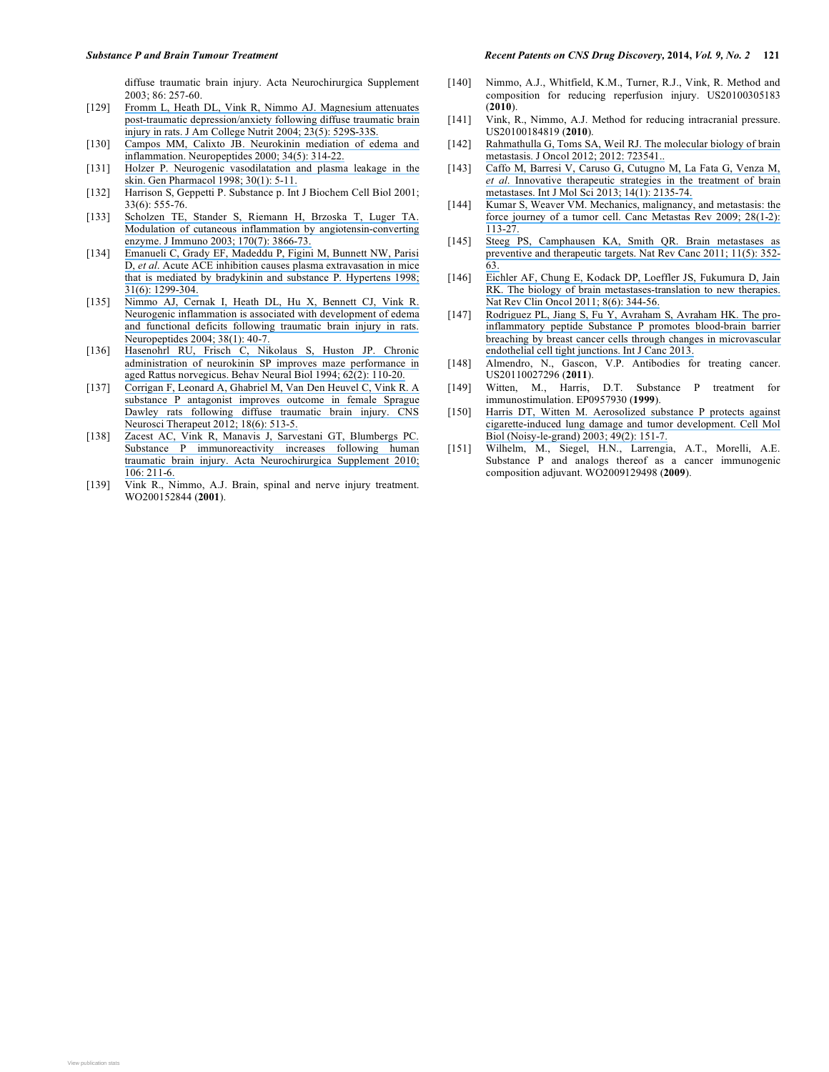diffuse traumatic brain injury. Acta Neurochirurgica Supplement 2003; 86: 257-60.

[129] Fromm L, Heath DL, Vink R, Nimmo AJ. Magnesium attenuates post-traumatic depression/anxiety following diffuse traumatic brain injury in rats. J Am College Nutrit 2004; 23(5): 529S-33S.

[130] Campos MM, Calixto JB. Neurokinin mediation of edema and inflammation. Neuropeptides 2000; 34(5): 314-22.

[131] Holzer P. Neurogenic vasodilatation and plasma leakage in the skin. Gen Pharmacol 1998; 30(1): 5-11.

[132] Harrison S, Geppetti P. Substance p. Int J Biochem Cell Biol 2001; 33(6): 555-76.

[133] Scholzen TE, Stander S, Riemann H, Brzoska T, Luger TA. Modulation of cutaneous inflammation by angiotensin-converting enzyme. J Immuno 2003; 170(7): 3866-73.

[134] Emanueli C, Grady EF, Madeddu P, Figini M, Bunnett NW, Parisi D, *et al*. Acute ACE inhibition causes plasma extravasation in mice that is mediated by bradykinin and substance P. Hypertens 1998; 31(6): 1299-304.

[135] Nimmo AJ, Cernak I, Heath DL, Hu X, Bennett CJ, Vink R. Neurogenic inflammation is associated with development of edema and functional deficits following traumatic brain injury in rats. Neuropeptides 2004; 38(1): 40-7.

[136] Hasenohrl RU, Frisch C, Nikolaus S, Huston JP. Chronic administration of neurokinin SP improves maze performance in aged Rattus norvegicus. Behav Neural Biol 1994; 62(2): 110-20.

[137] Corrigan F, Leonard A, Ghabriel M, Van Den Heuvel C, Vink R. A substance P antagonist improves outcome in female Sprague Dawley rats following diffuse traumatic brain injury. CNS Neurosci Therapeut 2012; 18(6): 513-5.

[138] Zacest AC, Vink R, Manavis J, Sarvestani GT, Blumbergs PC. Substance P immunoreactivity increases following human traumatic brain injury. Acta Neurochirurgica Supplement 2010; 106: 211-6.

[139] Vink R., Nimmo, A.J. Brain, spinal and nerve injury treatment. WO200152844 (**2001**).

[140] Nimmo, A.J., Whitfield, K.M., Turner, R.J., Vink, R. Method and composition for reducing reperfusion injury. US20100305183 (**2010**).

[141] Vink, R., Nimmo, A.J. Method for reducing intracranial pressure. US20100184819 (**2010**).

[142] Rahmathulla G, Toms SA, Weil RJ. The molecular biology of brain metastasis. J Oncol 2012; 2012: 723541..

[143] Caffo M, Barresi V, Caruso G, Cutugno M, La Fata G, Venza M, *et al*. Innovative therapeutic strategies in the treatment of brain metastases. Int J Mol Sci 2013; 14(1): 2135-74.

[144] Kumar S, Weaver VM. Mechanics, malignancy, and metastasis: the force journey of a tumor cell. Canc Metastas Rev 2009; 28(1-2): 113-27.

[145] Steeg PS, Camphausen KA, Smith QR. Brain metastases as preventive and therapeutic targets. Nat Rev Canc 2011; 11(5): 352-63.

[146] Eichler AF, Chung E, Kodack DP, Loeffler JS, Fukumura D, Jain RK. The biology of brain metastases-translation to new therapies. Nat Rev Clin Oncol 2011; 8(6): 344-56.

[147] Rodriguez PL, Jiang S, Fu Y, Avraham S, Avraham HK. The pro-inflammatory peptide Substance P promotes blood-brain barrier breaching by breast cancer cells through changes in microvascular endothelial cell tight junctions. Int J Canc 2013.

[148] Almendro, N., Gascon, V.P. Antibodies for treating cancer. US20110027296 (**2011**).

[149] Witten, M., Harris, D.T. Substance P treatment for immunostimulation. EP0957930 (**1999**).

[150] Harris DT, Witten M. Aerosolized substance P protects against cigarette-induced lung damage and tumor development. Cell Mol Biol (Noisy-le-grand) 2003; 49(2): 151-7.

[151] Wilhelm, M., Siegel, H.N., Larrengia, A.T., Morelli, A.E. Substance P and analogs thereof as a cancer immunogenic composition adjuvant. WO2009129498 (**2009**).